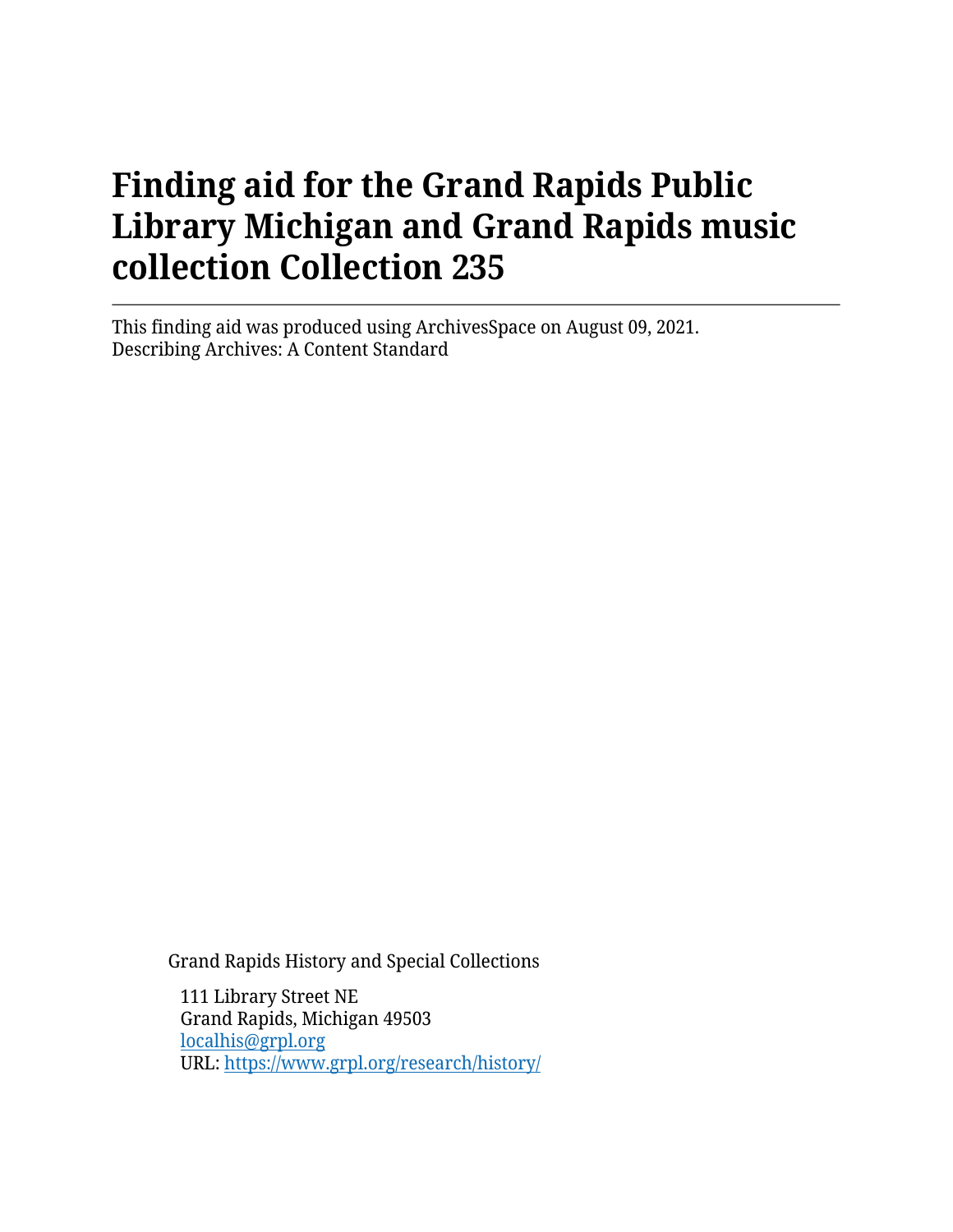# Finding aid for the Grand Rapids Public Library Michigan and Grand Rapids music collection Collection 235

This finding aid was produced using ArchivesSpace on August 09, 2021.
Describing Archives: A Content Standard

Grand Rapids History and Special Collections

111 Library Street NE
Grand Rapids, Michigan 49503
localhis@grpl.org
URL: https://www.grpl.org/research/history/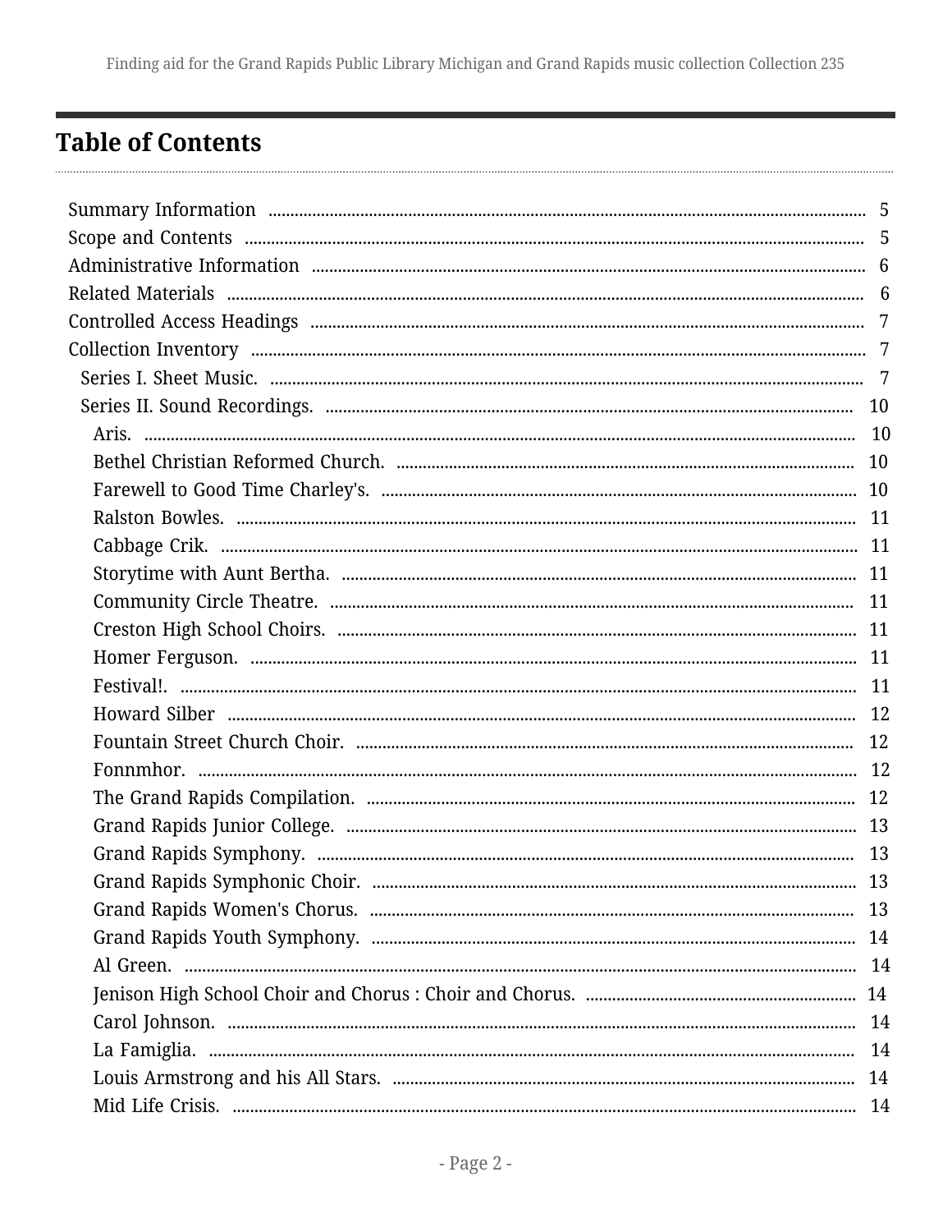## Table of Contents

- Summary Information ... 5
- Scope and Contents ... 5
- Administrative Information ... 6
- Related Materials ... 6
- Controlled Access Headings ... 7
- Collection Inventory ... 7
  - Series I. Sheet Music. ... 7
  - Series II. Sound Recordings. ... 10
    - Aris. ... 10
    - Bethel Christian Reformed Church. ... 10
    - Farewell to Good Time Charley's. ... 10
    - Ralston Bowles. ... 11
    - Cabbage Crik. ... 11
    - Storytime with Aunt Bertha. ... 11
    - Community Circle Theatre. ... 11
    - Creston High School Choirs. ... 11
    - Homer Ferguson. ... 11
    - Festival!. ... 11
    - Howard Silber ... 12
    - Fountain Street Church Choir. ... 12
    - Fonnmhor. ... 12
    - The Grand Rapids Compilation. ... 12
    - Grand Rapids Junior College. ... 13
    - Grand Rapids Symphony. ... 13
    - Grand Rapids Symphonic Choir. ... 13
    - Grand Rapids Women's Chorus. ... 13
    - Grand Rapids Youth Symphony. ... 14
    - Al Green. ... 14
    - Jenison High School Choir and Chorus : Choir and Chorus. ... 14
    - Carol Johnson. ... 14
    - La Famiglia. ... 14
    - Louis Armstrong and his All Stars. ... 14
    - Mid Life Crisis. ... 14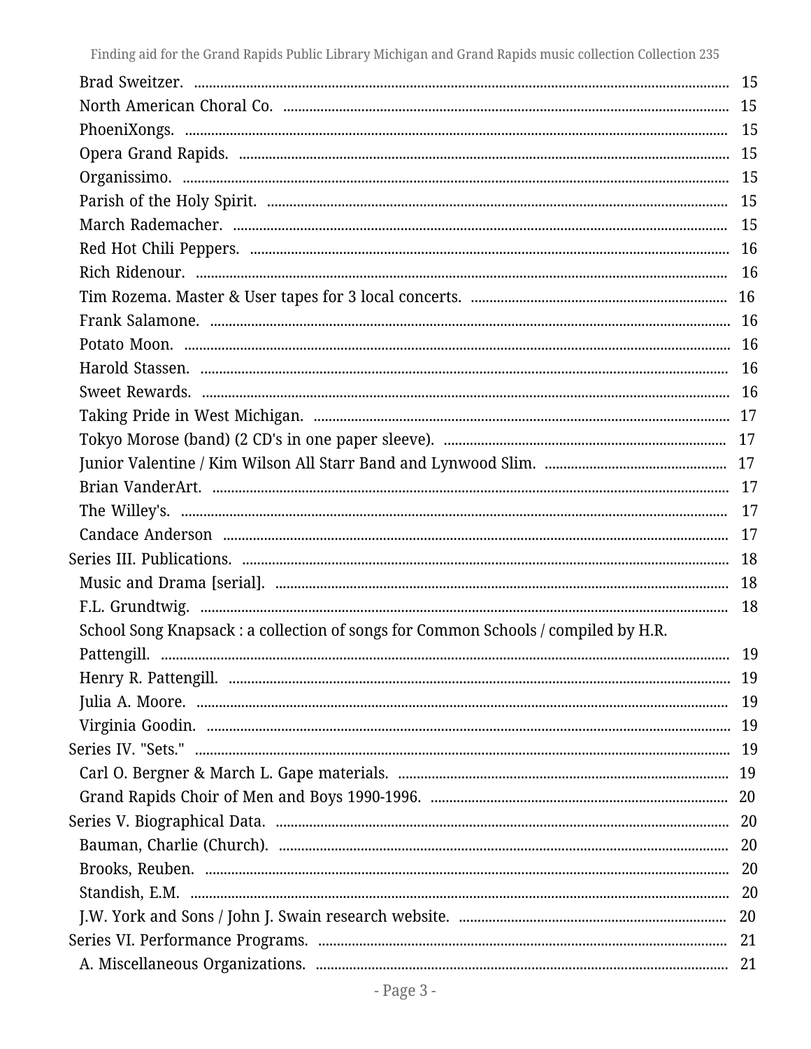Brad Sweitzer. .......... 15
North American Choral Co. .......... 15
PhoeniXongs. .......... 15
Opera Grand Rapids. .......... 15
Organissimo. .......... 15
Parish of the Holy Spirit. .......... 15
March Rademacher. .......... 15
Red Hot Chili Peppers. .......... 16
Rich Ridenour. .......... 16
Tim Rozema. Master & User tapes for 3 local concerts. .......... 16
Frank Salamone. .......... 16
Potato Moon. .......... 16
Harold Stassen. .......... 16
Sweet Rewards. .......... 16
Taking Pride in West Michigan. .......... 17
Tokyo Morose (band) (2 CD's in one paper sleeve). .......... 17
Junior Valentine / Kim Wilson All Starr Band and Lynwood Slim. .......... 17
Brian VanderArt. .......... 17
The Willey's. .......... 17
Candace Anderson .......... 17

Series III. Publications. .......... 18

Music and Drama [serial]. .......... 18
F.L. Grundtwig. .......... 18
School Song Knapsack : a collection of songs for Common Schools / compiled by H.R. Pattengill. .......... 19
Henry R. Pattengill. .......... 19
Julia A. Moore. .......... 19
Virginia Goodin. .......... 19

Series IV. "Sets." .......... 19

Carl O. Bergner & March L. Gape materials. .......... 19
Grand Rapids Choir of Men and Boys 1990-1996. .......... 20

Series V. Biographical Data. .......... 20

Bauman, Charlie (Church). .......... 20
Brooks, Reuben. .......... 20
Standish, E.M. .......... 20
J.W. York and Sons / John J. Swain research website. .......... 20

Series VI. Performance Programs. .......... 21

A. Miscellaneous Organizations. .......... 21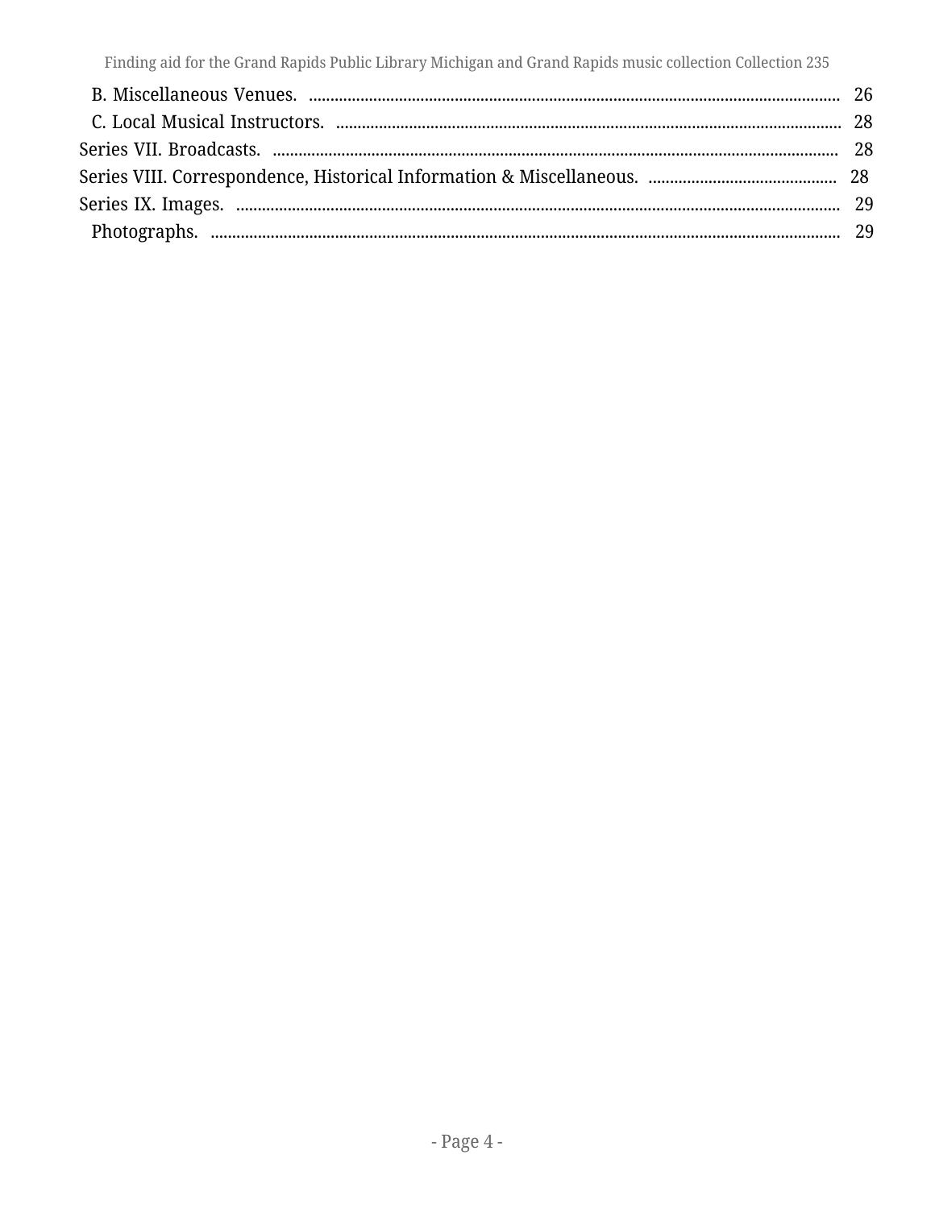B. Miscellaneous Venues. ........ 26

C. Local Musical Instructors. ........ 28

Series VII. Broadcasts. ........ 28

Series VIII. Correspondence, Historical Information & Miscellaneous. ........ 28

Series IX. Images. ........ 29

Photographs. ........ 29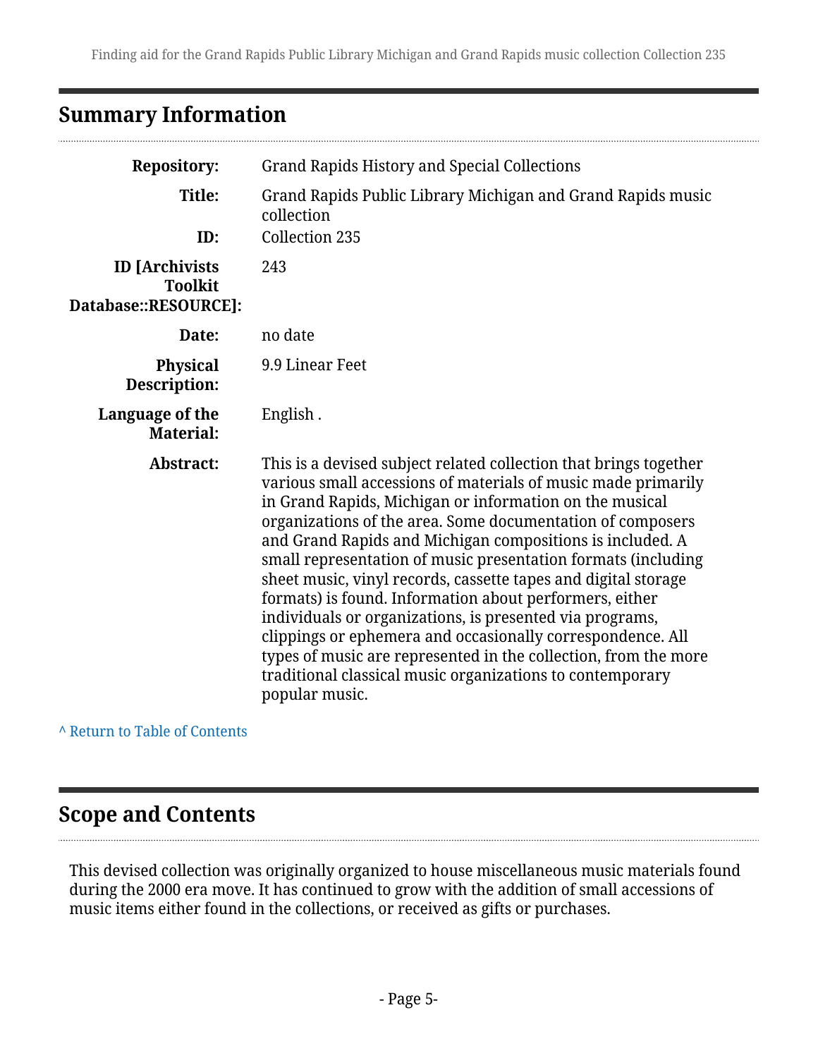## Summary Information

| | |
|---|---|
| **Repository:** | Grand Rapids History and Special Collections |
| **Title:** | Grand Rapids Public Library Michigan and Grand Rapids music collection |
| **ID:** | Collection 235 |
| **ID [Archivists Toolkit Database::RESOURCE]:** | 243 |
| **Date:** | no date |
| **Physical Description:** | 9.9 Linear Feet |
| **Language of the Material:** | English . |
| **Abstract:** | This is a devised subject related collection that brings together various small accessions of materials of music made primarily in Grand Rapids, Michigan or information on the musical organizations of the area. Some documentation of composers and Grand Rapids and Michigan compositions is included. A small representation of music presentation formats (including sheet music, vinyl records, cassette tapes and digital storage formats) is found. Information about performers, either individuals or organizations, is presented via programs, clippings or ephemera and occasionally correspondence. All types of music are represented in the collection, from the more traditional classical music organizations to contemporary popular music. |

^ Return to Table of Contents

## Scope and Contents

This devised collection was originally organized to house miscellaneous music materials found during the 2000 era move. It has continued to grow with the addition of small accessions of music items either found in the collections, or received as gifts or purchases.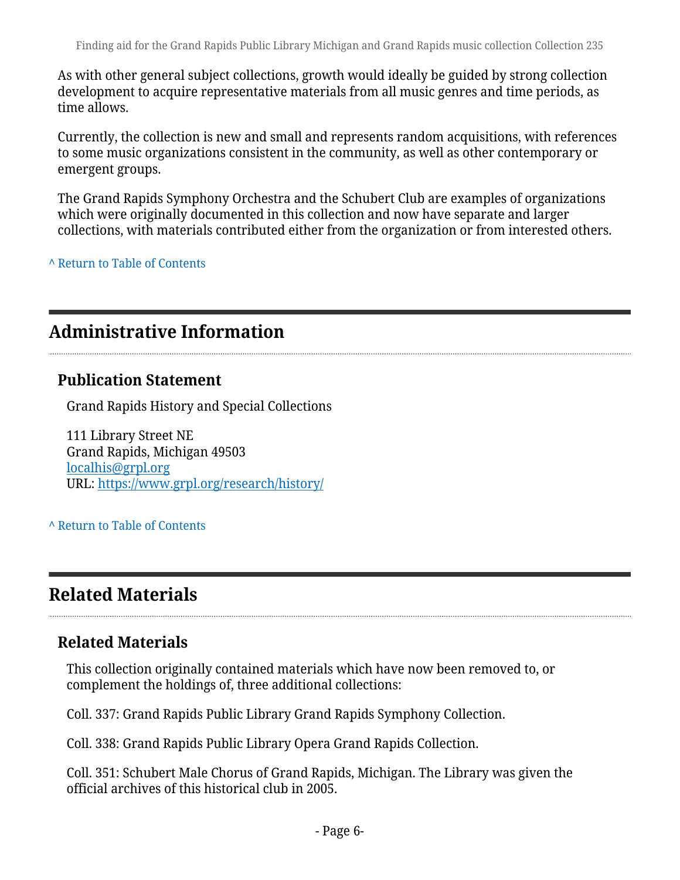As with other general subject collections, growth would ideally be guided by strong collection development to acquire representative materials from all music genres and time periods, as time allows.

Currently, the collection is new and small and represents random acquisitions, with references to some music organizations consistent in the community, as well as other contemporary or emergent groups.

The Grand Rapids Symphony Orchestra and the Schubert Club are examples of organizations which were originally documented in this collection and now have separate and larger collections, with materials contributed either from the organization or from interested others.

^ Return to Table of Contents

## Administrative Information

### Publication Statement

Grand Rapids History and Special Collections

111 Library Street NE
Grand Rapids, Michigan 49503
localhis@grpl.org
URL: https://www.grpl.org/research/history/

^ Return to Table of Contents

## Related Materials

### Related Materials

This collection originally contained materials which have now been removed to, or complement the holdings of, three additional collections:

Coll. 337: Grand Rapids Public Library Grand Rapids Symphony Collection.

Coll. 338: Grand Rapids Public Library Opera Grand Rapids Collection.

Coll. 351: Schubert Male Chorus of Grand Rapids, Michigan. The Library was given the official archives of this historical club in 2005.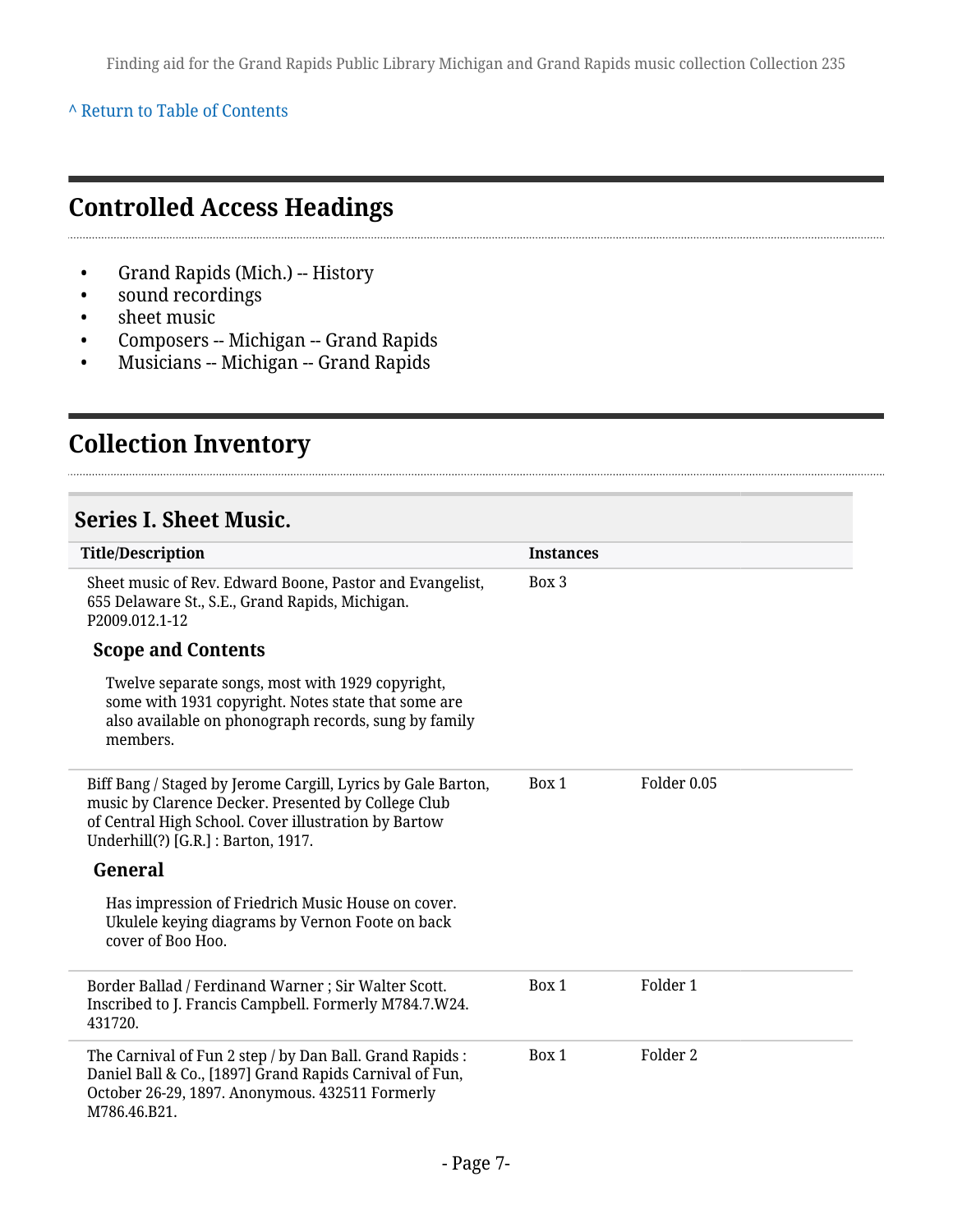[^ Return to Table of Contents](#)

## Controlled Access Headings

- Grand Rapids (Mich.) -- History
- sound recordings
- sheet music
- Composers -- Michigan -- Grand Rapids
- Musicians -- Michigan -- Grand Rapids

## Collection Inventory

### Series I. Sheet Music.

| Title/Description | Instances | |
|---|---|---|
| Sheet music of Rev. Edward Boone, Pastor and Evangelist, 655 Delaware St., S.E., Grand Rapids, Michigan. P2009.012.1-12<br><br>**Scope and Contents**<br><br>Twelve separate songs, most with 1929 copyright, some with 1931 copyright. Notes state that some are also available on phonograph records, sung by family members. | Box 3 | |
| Biff Bang / Staged by Jerome Cargill, Lyrics by Gale Barton, music by Clarence Decker. Presented by College Club of Central High School. Cover illustration by Bartow Underhill(?) [G.R.] : Barton, 1917.<br><br>**General**<br><br>Has impression of Friedrich Music House on cover. Ukulele keying diagrams by Vernon Foote on back cover of Boo Hoo. | Box 1 | Folder 0.05 |
| Border Ballad / Ferdinand Warner ; Sir Walter Scott. Inscribed to J. Francis Campbell. Formerly M784.7.W24. 431720. | Box 1 | Folder 1 |
| The Carnival of Fun 2 step / by Dan Ball. Grand Rapids : Daniel Ball & Co., [1897] Grand Rapids Carnival of Fun, October 26-29, 1897. Anonymous. 432511 Formerly M786.46.B21. | Box 1 | Folder 2 |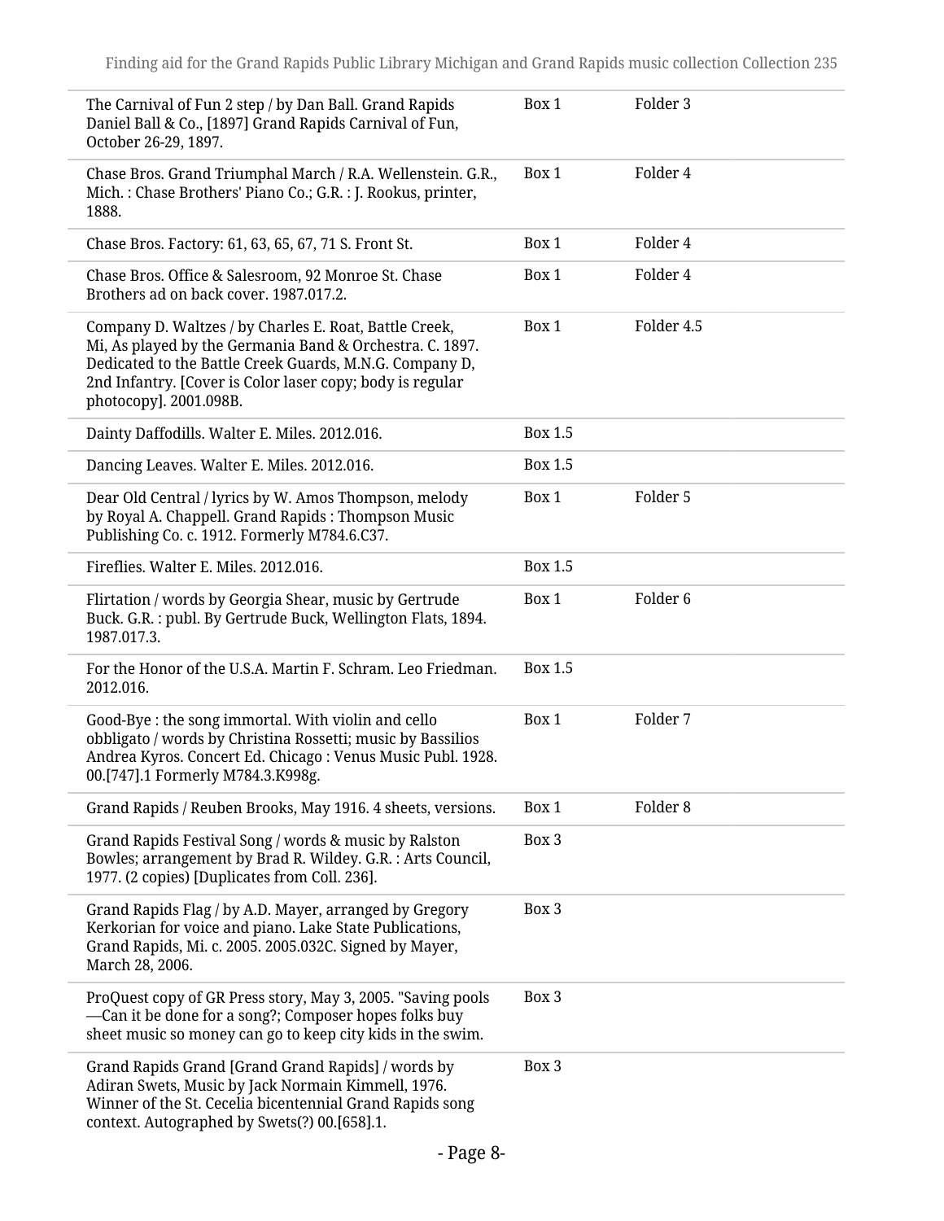| | | |
|---|---|---|
| The Carnival of Fun 2 step / by Dan Ball. Grand Rapids Daniel Ball & Co., [1897] Grand Rapids Carnival of Fun, October 26-29, 1897. | Box 1 | Folder 3 |
| Chase Bros. Grand Triumphal March / R.A. Wellenstein. G.R., Mich. : Chase Brothers' Piano Co.; G.R. : J. Rookus, printer, 1888. | Box 1 | Folder 4 |
| Chase Bros. Factory: 61, 63, 65, 67, 71 S. Front St. | Box 1 | Folder 4 |
| Chase Bros. Office & Salesroom, 92 Monroe St. Chase Brothers ad on back cover. 1987.017.2. | Box 1 | Folder 4 |
| Company D. Waltzes / by Charles E. Roat, Battle Creek, Mi, As played by the Germania Band & Orchestra. C. 1897. Dedicated to the Battle Creek Guards, M.N.G. Company D, 2nd Infantry. [Cover is Color laser copy; body is regular photocopy]. 2001.098B. | Box 1 | Folder 4.5 |
| Dainty Daffodills. Walter E. Miles. 2012.016. | Box 1.5 | |
| Dancing Leaves. Walter E. Miles. 2012.016. | Box 1.5 | |
| Dear Old Central / lyrics by W. Amos Thompson, melody by Royal A. Chappell. Grand Rapids : Thompson Music Publishing Co. c. 1912. Formerly M784.6.C37. | Box 1 | Folder 5 |
| Fireflies. Walter E. Miles. 2012.016. | Box 1.5 | |
| Flirtation / words by Georgia Shear, music by Gertrude Buck. G.R. : publ. By Gertrude Buck, Wellington Flats, 1894. 1987.017.3. | Box 1 | Folder 6 |
| For the Honor of the U.S.A. Martin F. Schram. Leo Friedman. 2012.016. | Box 1.5 | |
| Good-Bye : the song immortal. With violin and cello obbligato / words by Christina Rossetti; music by Bassilios Andrea Kyros. Concert Ed. Chicago : Venus Music Publ. 1928. 00.[747].1 Formerly M784.3.K998g. | Box 1 | Folder 7 |
| Grand Rapids / Reuben Brooks, May 1916. 4 sheets, versions. | Box 1 | Folder 8 |
| Grand Rapids Festival Song / words & music by Ralston Bowles; arrangement by Brad R. Wildey. G.R. : Arts Council, 1977. (2 copies) [Duplicates from Coll. 236]. | Box 3 | |
| Grand Rapids Flag / by A.D. Mayer, arranged by Gregory Kerkorian for voice and piano. Lake State Publications, Grand Rapids, Mi. c. 2005. 2005.032C. Signed by Mayer, March 28, 2006. | Box 3 | |
| ProQuest copy of GR Press story, May 3, 2005. "Saving pools —Can it be done for a song?; Composer hopes folks buy sheet music so money can go to keep city kids in the swim. | Box 3 | |
| Grand Rapids Grand [Grand Grand Rapids] / words by Adiran Swets, Music by Jack Normain Kimmell, 1976. Winner of the St. Cecelia bicentennial Grand Rapids song context. Autographed by Swets(?) 00.[658].1. | Box 3 | |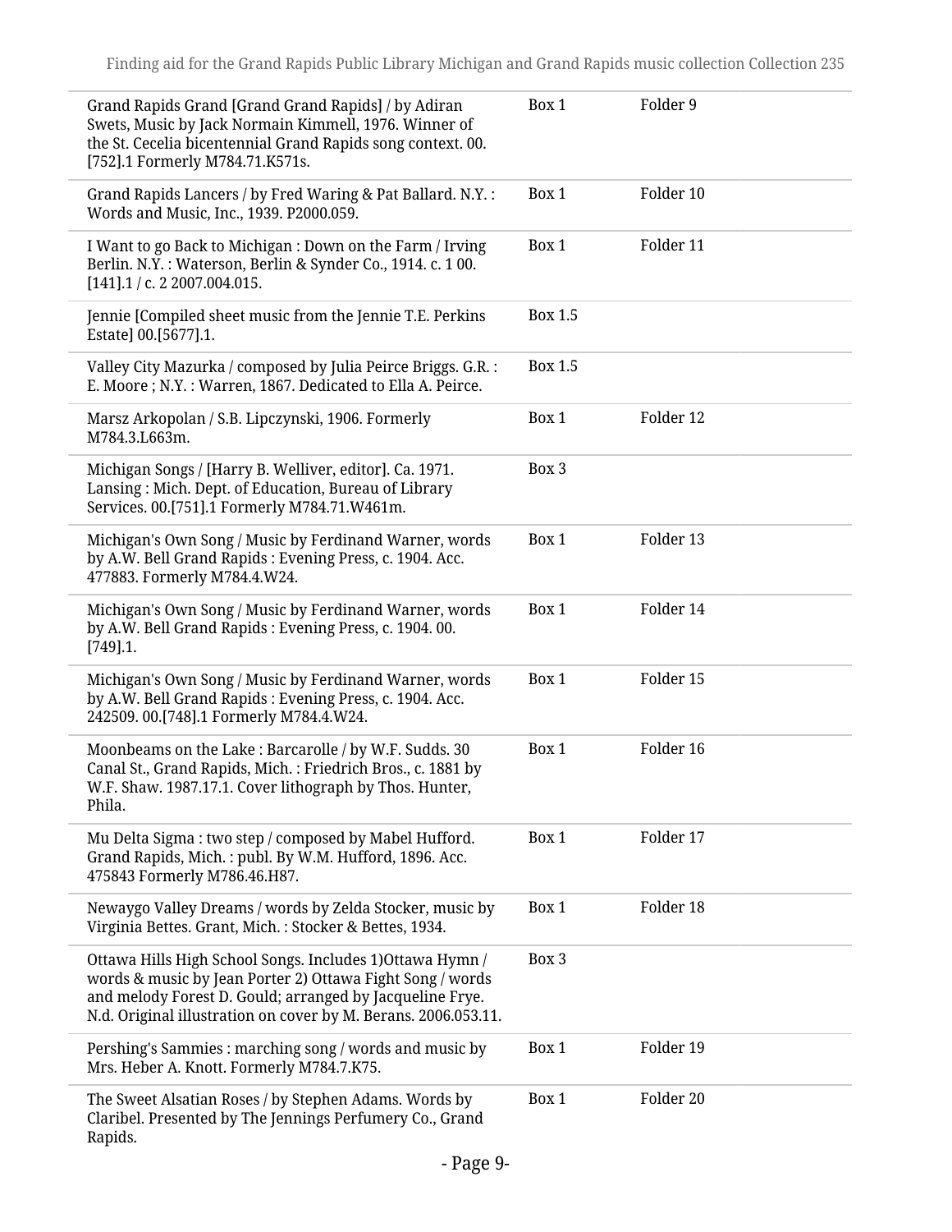| | | |
|---|---|---|
| Grand Rapids Grand [Grand Grand Rapids] / by Adiran Swets, Music by Jack Normain Kimmell, 1976. Winner of the St. Cecelia bicentennial Grand Rapids song context. 00.[752].1 Formerly M784.71.K571s. | Box 1 | Folder 9 |
| Grand Rapids Lancers / by Fred Waring & Pat Ballard. N.Y. : Words and Music, Inc., 1939. P2000.059. | Box 1 | Folder 10 |
| I Want to go Back to Michigan : Down on the Farm / Irving Berlin. N.Y. : Waterson, Berlin & Synder Co., 1914. c. 1 00.[141].1 / c. 2 2007.004.015. | Box 1 | Folder 11 |
| Jennie [Compiled sheet music from the Jennie T.E. Perkins Estate] 00.[5677].1. | Box 1.5 | |
| Valley City Mazurka / composed by Julia Peirce Briggs. G.R. : E. Moore ; N.Y. : Warren, 1867. Dedicated to Ella A. Peirce. | Box 1.5 | |
| Marsz Arkopolan / S.B. Lipczynski, 1906. Formerly M784.3.L663m. | Box 1 | Folder 12 |
| Michigan Songs / [Harry B. Welliver, editor]. Ca. 1971. Lansing : Mich. Dept. of Education, Bureau of Library Services. 00.[751].1 Formerly M784.71.W461m. | Box 3 | |
| Michigan's Own Song / Music by Ferdinand Warner, words by A.W. Bell Grand Rapids : Evening Press, c. 1904. Acc. 477883. Formerly M784.4.W24. | Box 1 | Folder 13 |
| Michigan's Own Song / Music by Ferdinand Warner, words by A.W. Bell Grand Rapids : Evening Press, c. 1904. 00.[749].1. | Box 1 | Folder 14 |
| Michigan's Own Song / Music by Ferdinand Warner, words by A.W. Bell Grand Rapids : Evening Press, c. 1904. Acc. 242509. 00.[748].1 Formerly M784.4.W24. | Box 1 | Folder 15 |
| Moonbeams on the Lake : Barcarolle / by W.F. Sudds. 30 Canal St., Grand Rapids, Mich. : Friedrich Bros., c. 1881 by W.F. Shaw. 1987.17.1. Cover lithograph by Thos. Hunter, Phila. | Box 1 | Folder 16 |
| Mu Delta Sigma : two step / composed by Mabel Hufford. Grand Rapids, Mich. : publ. By W.M. Hufford, 1896. Acc. 475843 Formerly M786.46.H87. | Box 1 | Folder 17 |
| Newaygo Valley Dreams / words by Zelda Stocker, music by Virginia Bettes. Grant, Mich. : Stocker & Bettes, 1934. | Box 1 | Folder 18 |
| Ottawa Hills High School Songs. Includes 1)Ottawa Hymn / words & music by Jean Porter 2) Ottawa Fight Song / words and melody Forest D. Gould; arranged by Jacqueline Frye. N.d. Original illustration on cover by M. Berans. 2006.053.11. | Box 3 | |
| Pershing's Sammies : marching song / words and music by Mrs. Heber A. Knott. Formerly M784.7.K75. | Box 1 | Folder 19 |
| The Sweet Alsatian Roses / by Stephen Adams. Words by Claribel. Presented by The Jennings Perfumery Co., Grand Rapids. | Box 1 | Folder 20 |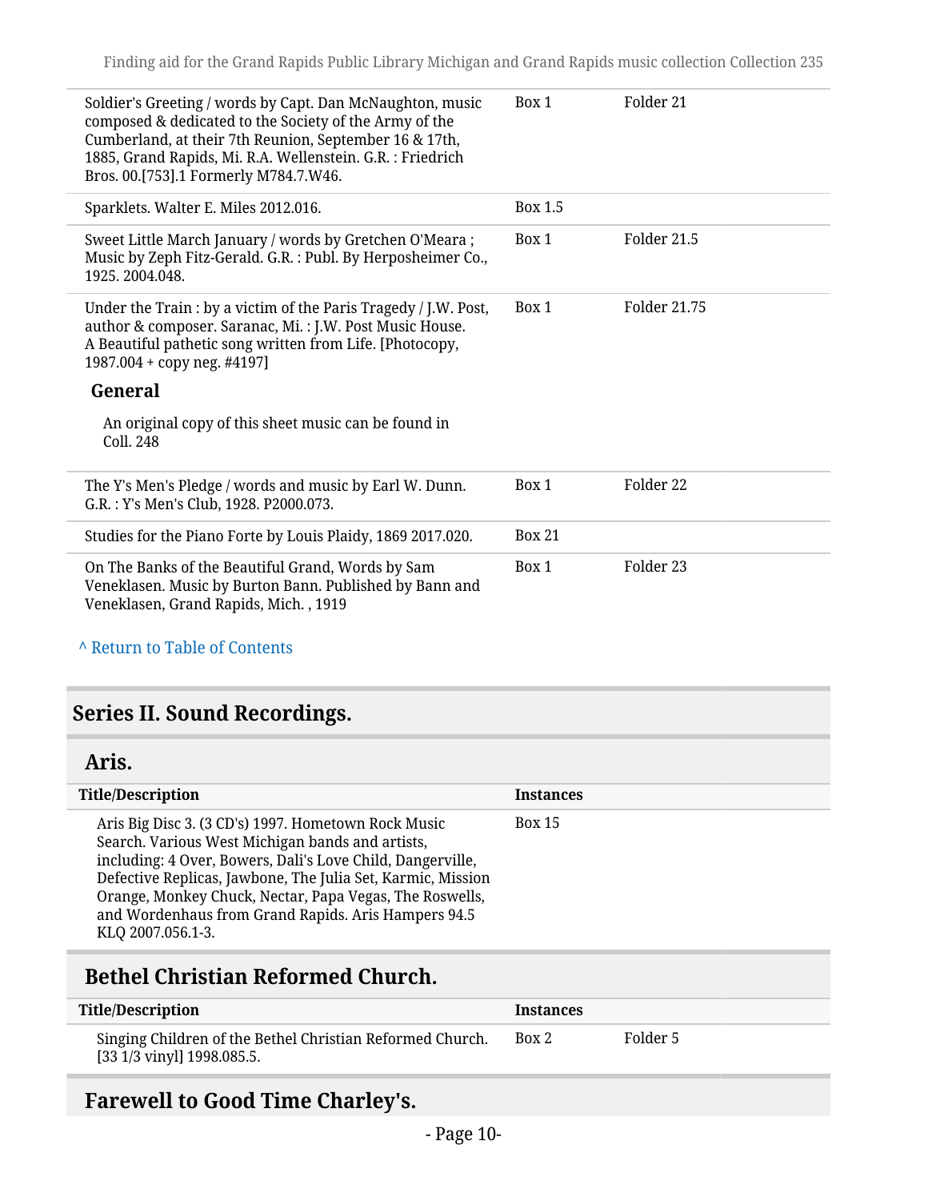| | | |
|---|---|---|
| Soldier's Greeting / words by Capt. Dan McNaughton, music composed & dedicated to the Society of the Army of the Cumberland, at their 7th Reunion, September 16 & 17th, 1885, Grand Rapids, Mi. R.A. Wellenstein. G.R. : Friedrich Bros. 00.[753].1 Formerly M784.7.W46. | Box 1 | Folder 21 |
| Sparklets. Walter E. Miles 2012.016. | Box 1.5 | |
| Sweet Little March January / words by Gretchen O'Meara ; Music by Zeph Fitz-Gerald. G.R. : Publ. By Herposheimer Co., 1925. 2004.048. | Box 1 | Folder 21.5 |
| Under the Train : by a victim of the Paris Tragedy / J.W. Post, author & composer. Saranac, Mi. : J.W. Post Music House. A Beautiful pathetic song written from Life. [Photocopy, 1987.004 + copy neg. #4197]<br><br>**General**<br><br>An original copy of this sheet music can be found in Coll. 248 | Box 1 | Folder 21.75 |
| The Y's Men's Pledge / words and music by Earl W. Dunn. G.R. : Y's Men's Club, 1928. P2000.073. | Box 1 | Folder 22 |
| Studies for the Piano Forte by Louis Plaidy, 1869 2017.020. | Box 21 | |
| On The Banks of the Beautiful Grand, Words by Sam Veneklasen. Music by Burton Bann. Published by Bann and Veneklasen, Grand Rapids, Mich. , 1919 | Box 1 | Folder 23 |

^ Return to Table of Contents

## Series II. Sound Recordings.

### Aris.

| Title/Description | Instances | |
|---|---|---|
| Aris Big Disc 3. (3 CD's) 1997. Hometown Rock Music Search. Various West Michigan bands and artists, including: 4 Over, Bowers, Dali's Love Child, Dangerville, Defective Replicas, Jawbone, The Julia Set, Karmic, Mission Orange, Monkey Chuck, Nectar, Papa Vegas, The Roswells, and Wordenhaus from Grand Rapids. Aris Hampers 94.5 KLQ 2007.056.1-3. | Box 15 | |

### Bethel Christian Reformed Church.

| Title/Description | Instances | |
|---|---|---|
| Singing Children of the Bethel Christian Reformed Church. [33 1/3 vinyl] 1998.085.5. | Box 2 | Folder 5 |

### Farewell to Good Time Charley's.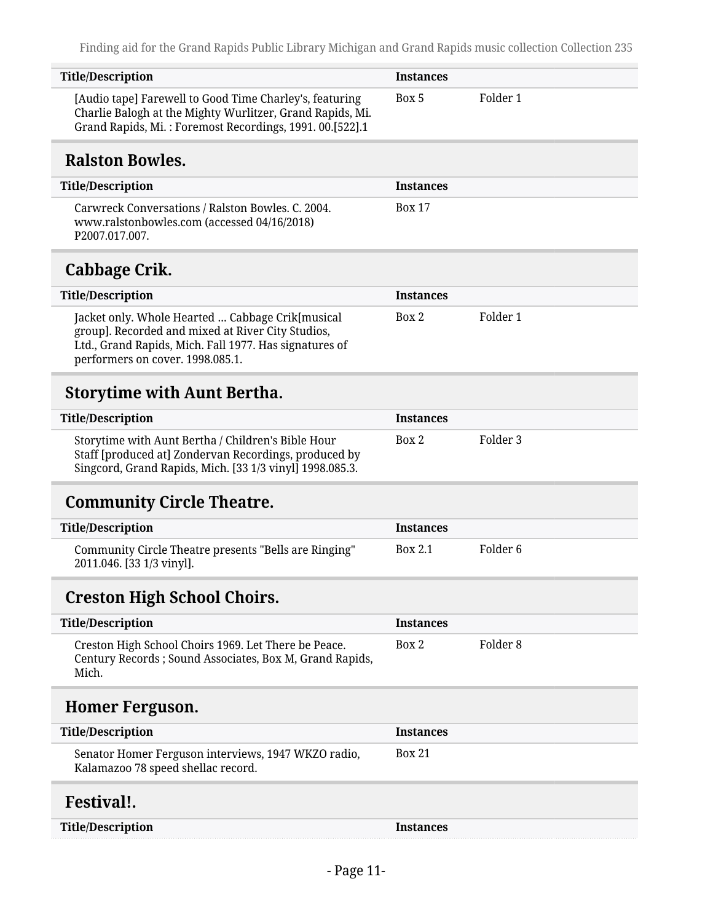| Title/Description | Instances | |
|---|---|---|
| [Audio tape] Farewell to Good Time Charley's, featuring Charlie Balogh at the Mighty Wurlitzer, Grand Rapids, Mi. Grand Rapids, Mi. : Foremost Recordings, 1991. 00.[522].1 | Box 5 | Folder 1 |

## Ralston Bowles.

| Title/Description | Instances | |
|---|---|---|
| Carwreck Conversations / Ralston Bowles. C. 2004. www.ralstonbowles.com (accessed 04/16/2018) P2007.017.007. | Box 17 | |

## Cabbage Crik.

| Title/Description | Instances | |
|---|---|---|
| Jacket only. Whole Hearted ... Cabbage Crik[musical group]. Recorded and mixed at River City Studios, Ltd., Grand Rapids, Mich. Fall 1977. Has signatures of performers on cover. 1998.085.1. | Box 2 | Folder 1 |

## Storytime with Aunt Bertha.

| Title/Description | Instances | |
|---|---|---|
| Storytime with Aunt Bertha / Children's Bible Hour Staff [produced at] Zondervan Recordings, produced by Singcord, Grand Rapids, Mich. [33 1/3 vinyl] 1998.085.3. | Box 2 | Folder 3 |

## Community Circle Theatre.

| Title/Description | Instances | |
|---|---|---|
| Community Circle Theatre presents "Bells are Ringing" 2011.046. [33 1/3 vinyl]. | Box 2.1 | Folder 6 |

## Creston High School Choirs.

| Title/Description | Instances | |
|---|---|---|
| Creston High School Choirs 1969. Let There be Peace. Century Records ; Sound Associates, Box M, Grand Rapids, Mich. | Box 2 | Folder 8 |

## Homer Ferguson.

| Title/Description | Instances | |
|---|---|---|
| Senator Homer Ferguson interviews, 1947 WKZO radio, Kalamazoo 78 speed shellac record. | Box 21 | |

## Festival!.

| Title/Description | Instances | |
|---|---|---|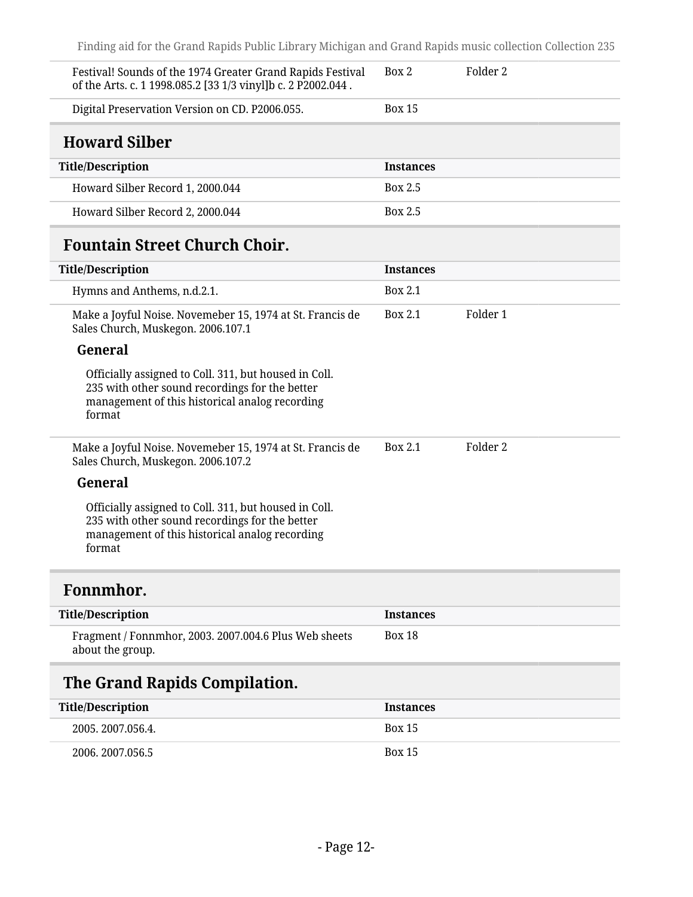| | | |
|---|---|---|
| Festival! Sounds of the 1974 Greater Grand Rapids Festival of the Arts. c. 1 1998.085.2 [33 1/3 vinyl]b c. 2 P2002.044 . | Box 2 | Folder 2 |
| Digital Preservation Version on CD. P2006.055. | Box 15 | |

## Howard Silber

| Title/Description | Instances |
|---|---|
| Howard Silber Record 1, 2000.044 | Box 2.5 |
| Howard Silber Record 2, 2000.044 | Box 2.5 |

## Fountain Street Church Choir.

| Title/Description | Instances | |
|---|---|---|
| Hymns and Anthems, n.d.2.1. | Box 2.1 | |
| Make a Joyful Noise. Novemeber 15, 1974 at St. Francis de Sales Church, Muskegon. 2006.107.1 | Box 2.1 | Folder 1 |

**General**

Officially assigned to Coll. 311, but housed in Coll. 235 with other sound recordings for the better management of this historical analog recording format

| Title/Description | Instances | |
|---|---|---|
| Make a Joyful Noise. Novemeber 15, 1974 at St. Francis de Sales Church, Muskegon. 2006.107.2 | Box 2.1 | Folder 2 |

**General**

Officially assigned to Coll. 311, but housed in Coll. 235 with other sound recordings for the better management of this historical analog recording format

## Fonnmhor.

| Title/Description | Instances |
|---|---|
| Fragment / Fonnmhor, 2003. 2007.004.6 Plus Web sheets about the group. | Box 18 |

## The Grand Rapids Compilation.

| Title/Description | Instances |
|---|---|
| 2005. 2007.056.4. | Box 15 |
| 2006. 2007.056.5 | Box 15 |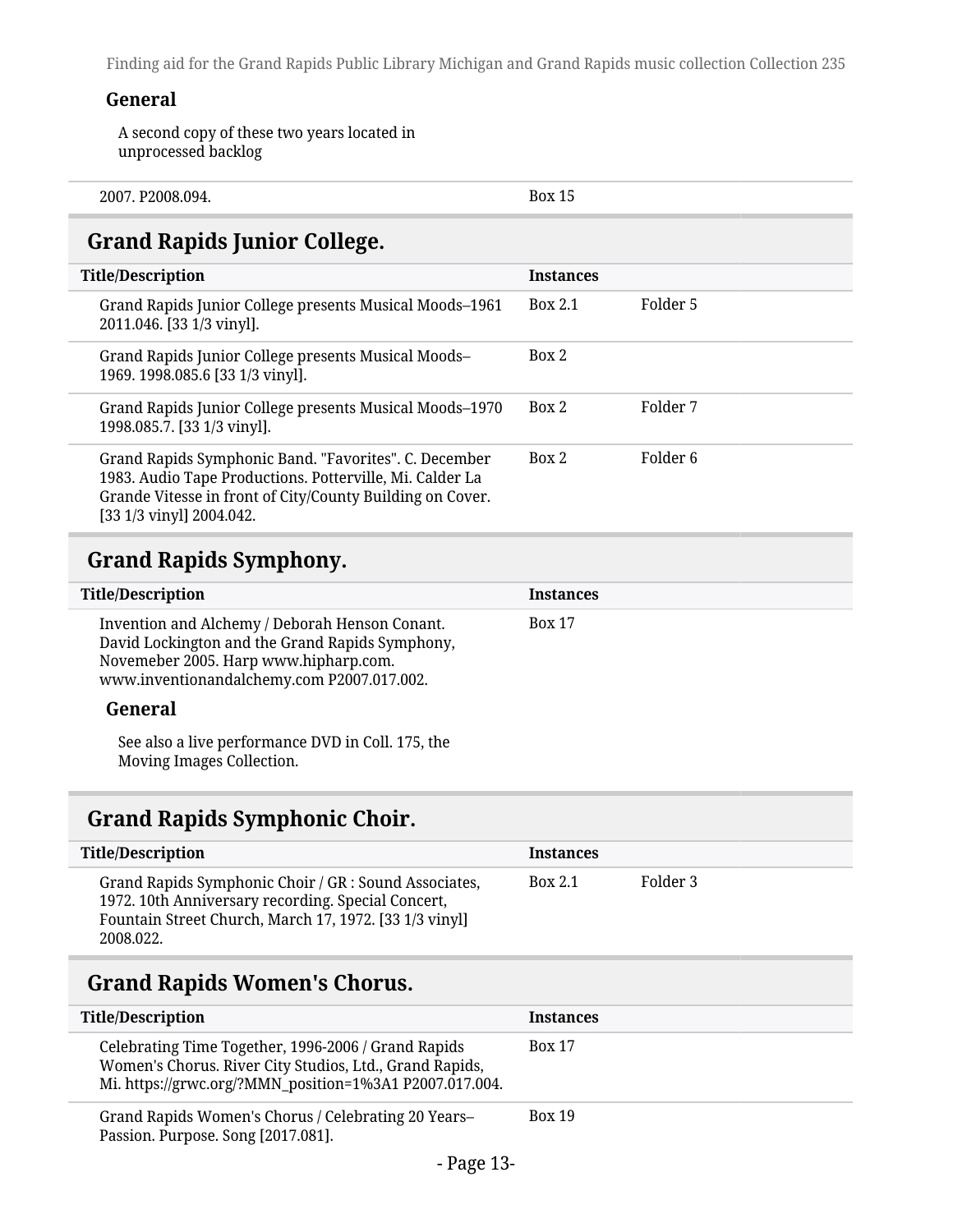#### General

A second copy of these two years located in unprocessed backlog

| | | |
|---|---|---|
| 2007. P2008.094. | Box 15 | |

### Grand Rapids Junior College.

| Title/Description | Instances | |
|---|---|---|
| Grand Rapids Junior College presents Musical Moods–1961 2011.046. [33 1/3 vinyl]. | Box 2.1 | Folder 5 |
| Grand Rapids Junior College presents Musical Moods–1969. 1998.085.6 [33 1/3 vinyl]. | Box 2 | |
| Grand Rapids Junior College presents Musical Moods–1970 1998.085.7. [33 1/3 vinyl]. | Box 2 | Folder 7 |
| Grand Rapids Symphonic Band. "Favorites". C. December 1983. Audio Tape Productions. Potterville, Mi. Calder La Grande Vitesse in front of City/County Building on Cover. [33 1/3 vinyl] 2004.042. | Box 2 | Folder 6 |

### Grand Rapids Symphony.

| Title/Description | Instances | |
|---|---|---|
| Invention and Alchemy / Deborah Henson Conant. David Lockington and the Grand Rapids Symphony, Novemeber 2005. Harp www.hipharp.com. www.inventionandalchemy.com P2007.017.002. | Box 17 | |

#### General

See also a live performance DVD in Coll. 175, the Moving Images Collection.

### Grand Rapids Symphonic Choir.

| Title/Description | Instances | |
|---|---|---|
| Grand Rapids Symphonic Choir / GR : Sound Associates, 1972. 10th Anniversary recording. Special Concert, Fountain Street Church, March 17, 1972. [33 1/3 vinyl] 2008.022. | Box 2.1 | Folder 3 |

### Grand Rapids Women's Chorus.

| Title/Description | Instances | |
|---|---|---|
| Celebrating Time Together, 1996-2006 / Grand Rapids Women's Chorus. River City Studios, Ltd., Grand Rapids, Mi. https://grwc.org/?MMN_position=1%3A1 P2007.017.004. | Box 17 | |
| Grand Rapids Women's Chorus / Celebrating 20 Years–Passion. Purpose. Song [2017.081]. | Box 19 | |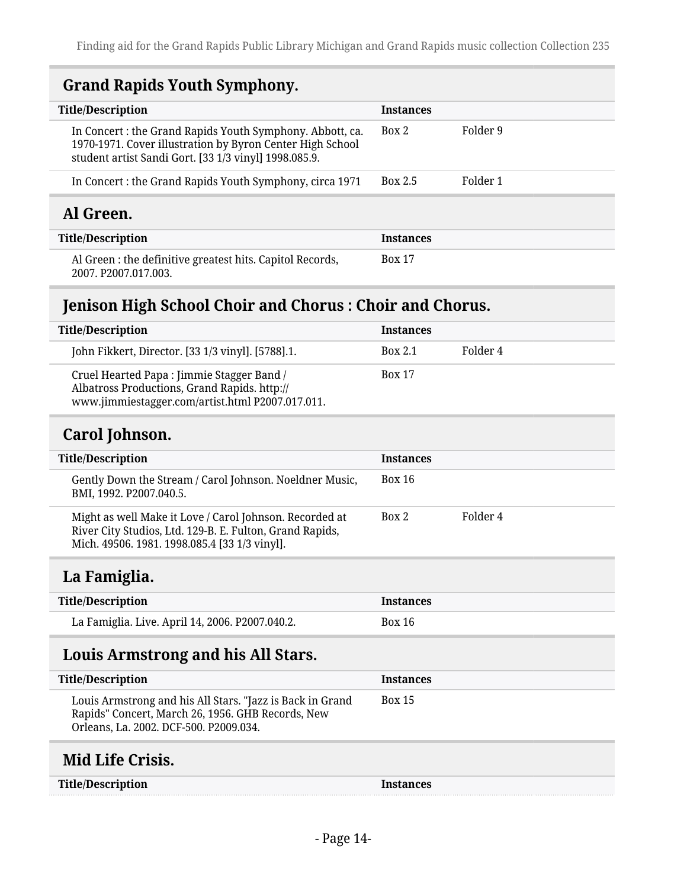## Grand Rapids Youth Symphony.

| Title/Description | Instances | |
|---|---|---|
| In Concert : the Grand Rapids Youth Symphony. Abbott, ca. 1970-1971. Cover illustration by Byron Center High School student artist Sandi Gort. [33 1/3 vinyl] 1998.085.9. | Box 2 | Folder 9 |
| In Concert : the Grand Rapids Youth Symphony, circa 1971 | Box 2.5 | Folder 1 |

## Al Green.

| Title/Description | Instances |
|---|---|
| Al Green : the definitive greatest hits. Capitol Records, 2007. P2007.017.003. | Box 17 |

## Jenison High School Choir and Chorus : Choir and Chorus.

| Title/Description | Instances | |
|---|---|---|
| John Fikkert, Director. [33 1/3 vinyl]. [5788].1. | Box 2.1 | Folder 4 |
| Cruel Hearted Papa : Jimmie Stagger Band / Albatross Productions, Grand Rapids. http://www.jimmiestagger.com/artist.html P2007.017.011. | Box 17 | |

## Carol Johnson.

| Title/Description | Instances | |
|---|---|---|
| Gently Down the Stream / Carol Johnson. Noeldner Music, BMI, 1992. P2007.040.5. | Box 16 | |
| Might as well Make it Love / Carol Johnson. Recorded at River City Studios, Ltd. 129-B. E. Fulton, Grand Rapids, Mich. 49506. 1981. 1998.085.4 [33 1/3 vinyl]. | Box 2 | Folder 4 |

## La Famiglia.

| Title/Description | Instances |
|---|---|
| La Famiglia. Live. April 14, 2006. P2007.040.2. | Box 16 |

## Louis Armstrong and his All Stars.

| Title/Description | Instances |
|---|---|
| Louis Armstrong and his All Stars. "Jazz is Back in Grand Rapids" Concert, March 26, 1956. GHB Records, New Orleans, La. 2002. DCF-500. P2009.034. | Box 15 |

## Mid Life Crisis.

| Title/Description | Instances |
|---|---|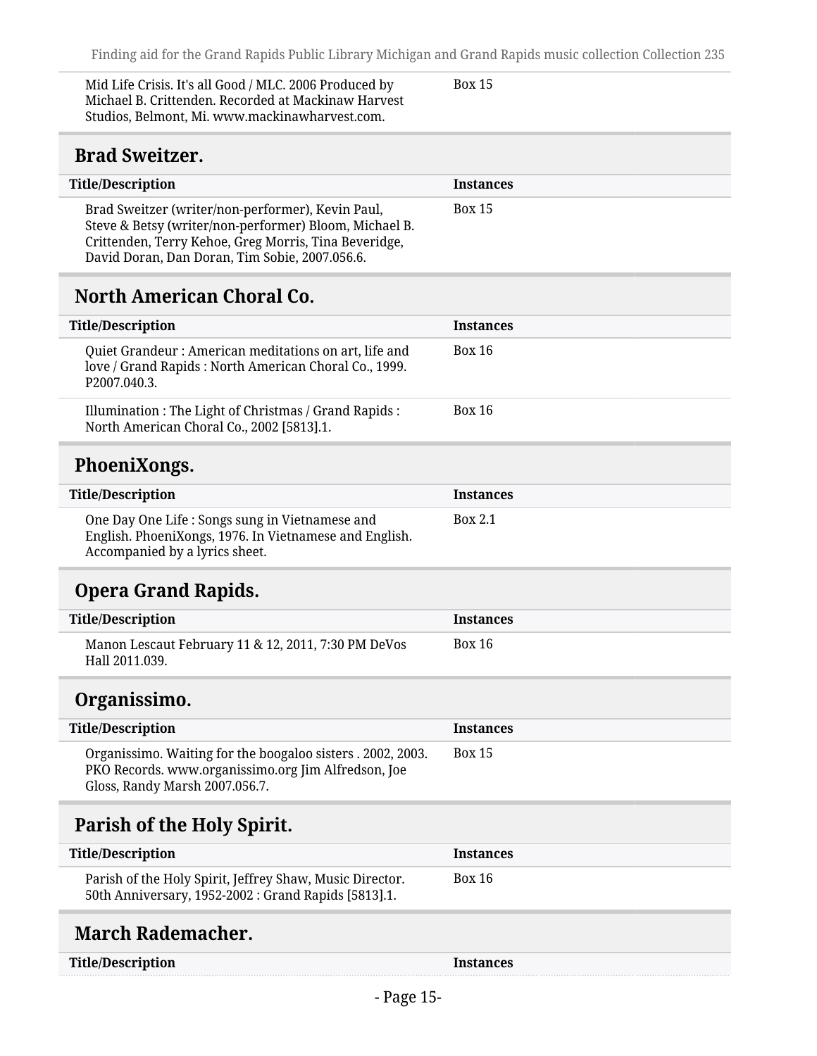| Title/Description | Instances |
| --- | --- |
| Mid Life Crisis. It's all Good / MLC. 2006 Produced by Michael B. Crittenden. Recorded at Mackinaw Harvest Studios, Belmont, Mi. www.mackinawharvest.com. | Box 15 |

## Brad Sweitzer.

| Title/Description | Instances |
| --- | --- |
| Brad Sweitzer (writer/non-performer), Kevin Paul, Steve & Betsy (writer/non-performer) Bloom, Michael B. Crittenden, Terry Kehoe, Greg Morris, Tina Beveridge, David Doran, Dan Doran, Tim Sobie, 2007.056.6. | Box 15 |

## North American Choral Co.

| Title/Description | Instances |
| --- | --- |
| Quiet Grandeur : American meditations on art, life and love / Grand Rapids : North American Choral Co., 1999. P2007.040.3. | Box 16 |
| Illumination : The Light of Christmas / Grand Rapids : North American Choral Co., 2002 [5813].1. | Box 16 |

## PhoeniXongs.

| Title/Description | Instances |
| --- | --- |
| One Day One Life : Songs sung in Vietnamese and English. PhoeniXongs, 1976. In Vietnamese and English. Accompanied by a lyrics sheet. | Box 2.1 |

## Opera Grand Rapids.

| Title/Description | Instances |
| --- | --- |
| Manon Lescaut February 11 & 12, 2011, 7:30 PM DeVos Hall 2011.039. | Box 16 |

## Organissimo.

| Title/Description | Instances |
| --- | --- |
| Organissimo. Waiting for the boogaloo sisters . 2002, 2003. PKO Records. www.organissimo.org Jim Alfredson, Joe Gloss, Randy Marsh 2007.056.7. | Box 15 |

## Parish of the Holy Spirit.

| Title/Description | Instances |
| --- | --- |
| Parish of the Holy Spirit, Jeffrey Shaw, Music Director. 50th Anniversary, 1952-2002 : Grand Rapids [5813].1. | Box 16 |

## March Rademacher.

| Title/Description | Instances |
| --- | --- |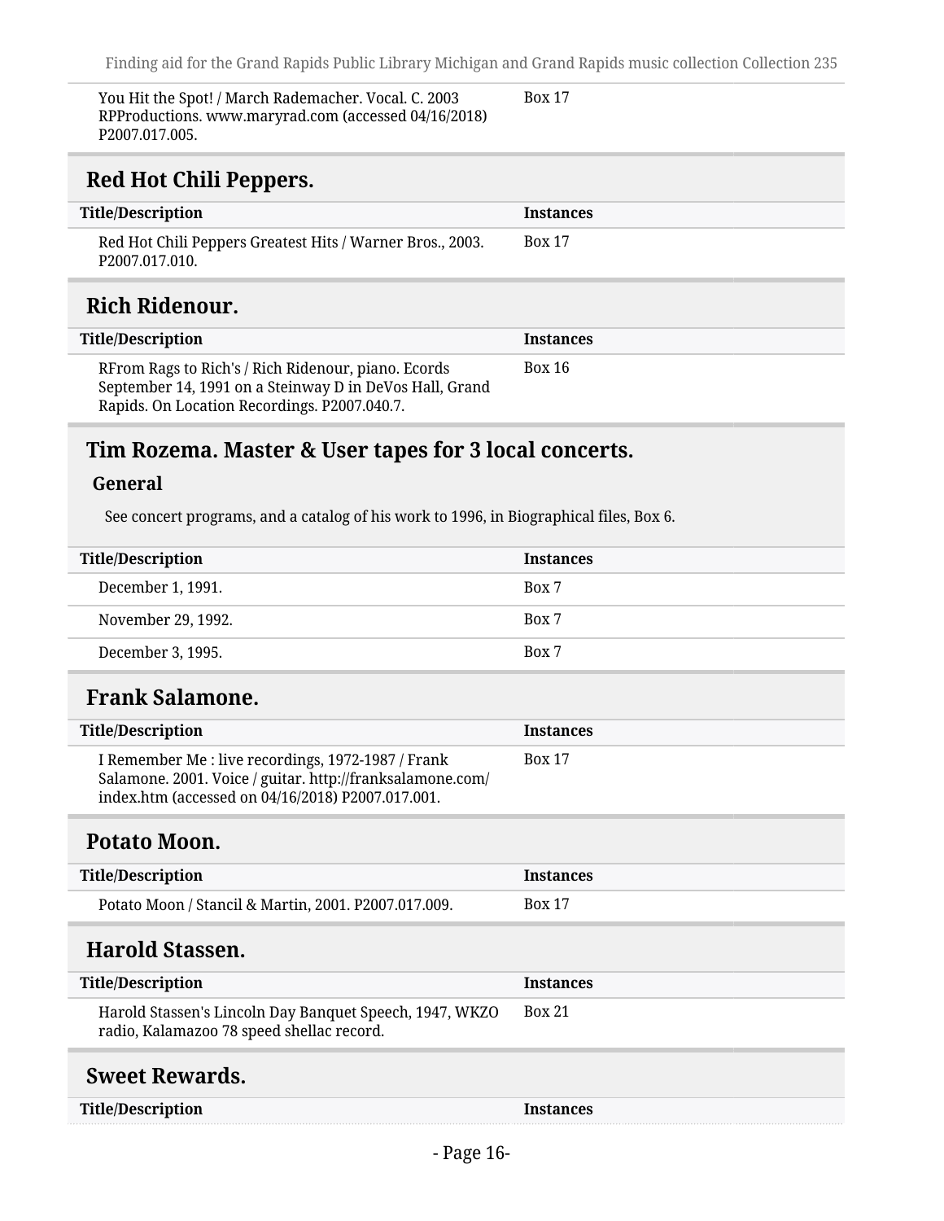| Title/Description | Instances |
|---|---|
| You Hit the Spot! / March Rademacher. Vocal. C. 2003 RPProductions. www.maryrad.com (accessed 04/16/2018) P2007.017.005. | Box 17 |

## Red Hot Chili Peppers.

| Title/Description | Instances |
|---|---|
| Red Hot Chili Peppers Greatest Hits / Warner Bros., 2003. P2007.017.010. | Box 17 |

## Rich Ridenour.

| Title/Description | Instances |
|---|---|
| RFrom Rags to Rich's / Rich Ridenour, piano. Ecords September 14, 1991 on a Steinway D in DeVos Hall, Grand Rapids. On Location Recordings. P2007.040.7. | Box 16 |

## Tim Rozema. Master & User tapes for 3 local concerts.

### General

See concert programs, and a catalog of his work to 1996, in Biographical files, Box 6.

| Title/Description | Instances |
|---|---|
| December 1, 1991. | Box 7 |
| November 29, 1992. | Box 7 |
| December 3, 1995. | Box 7 |

## Frank Salamone.

| Title/Description | Instances |
|---|---|
| I Remember Me : live recordings, 1972-1987 / Frank Salamone. 2001. Voice / guitar. http://franksalamone.com/index.htm (accessed on 04/16/2018) P2007.017.001. | Box 17 |

## Potato Moon.

| Title/Description | Instances |
|---|---|
| Potato Moon / Stancil & Martin, 2001. P2007.017.009. | Box 17 |

## Harold Stassen.

| Title/Description | Instances |
|---|---|
| Harold Stassen's Lincoln Day Banquet Speech, 1947, WKZO radio, Kalamazoo 78 speed shellac record. | Box 21 |

## Sweet Rewards.

| Title/Description | Instances |
|---|---|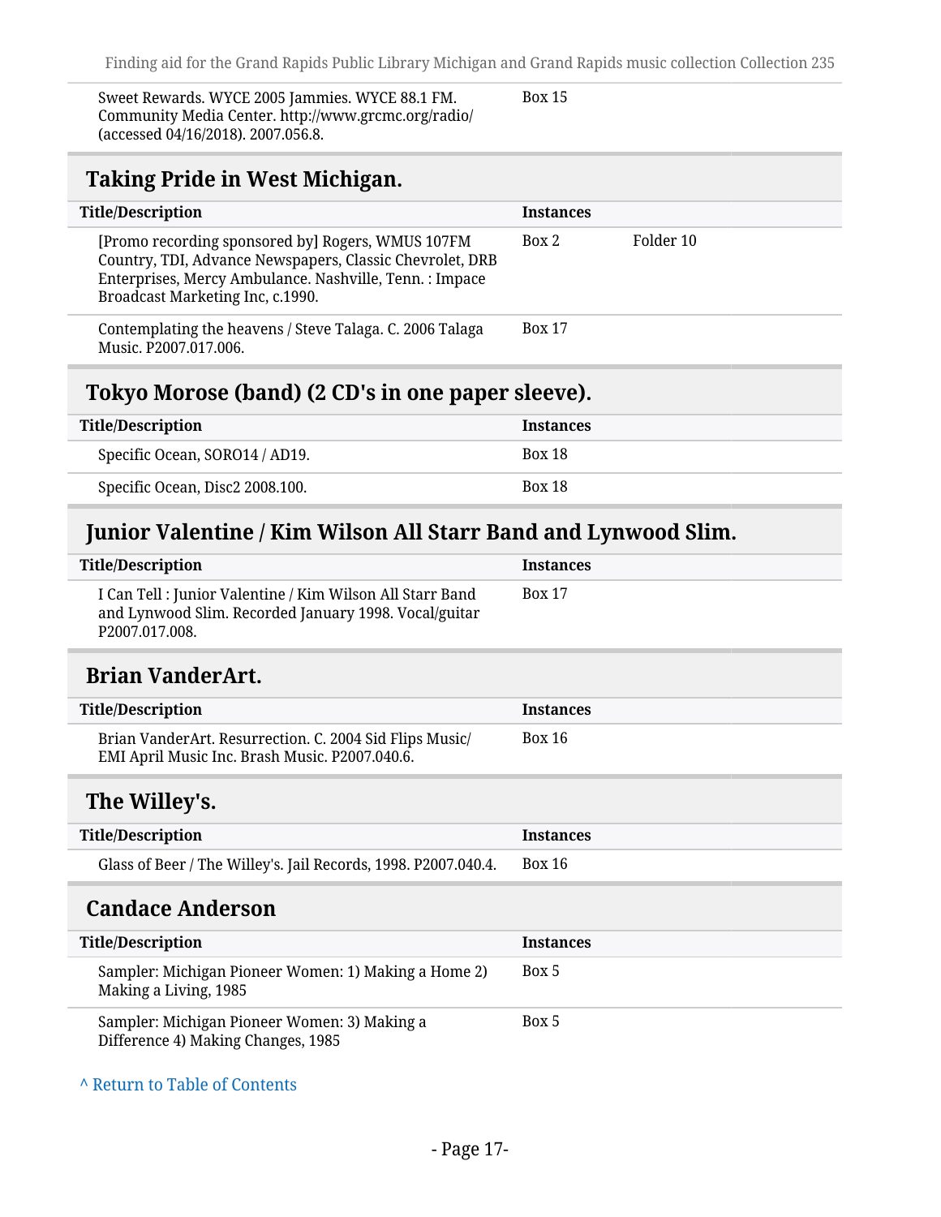| Title/Description | Instances | |
|---|---|---|
| Sweet Rewards. WYCE 2005 Jammies. WYCE 88.1 FM. Community Media Center. http://www.grcmc.org/radio/ (accessed 04/16/2018). 2007.056.8. | Box 15 | |

## Taking Pride in West Michigan.

| Title/Description | Instances | |
|---|---|---|
| [Promo recording sponsored by] Rogers, WMUS 107FM Country, TDI, Advance Newspapers, Classic Chevrolet, DRB Enterprises, Mercy Ambulance. Nashville, Tenn. : Impace Broadcast Marketing Inc, c.1990. | Box 2 | Folder 10 |
| Contemplating the heavens / Steve Talaga. C. 2006 Talaga Music. P2007.017.006. | Box 17 | |

## Tokyo Morose (band) (2 CD's in one paper sleeve).

| Title/Description | Instances |
|---|---|
| Specific Ocean, SORO14 / AD19. | Box 18 |
| Specific Ocean, Disc2 2008.100. | Box 18 |

## Junior Valentine / Kim Wilson All Starr Band and Lynwood Slim.

| Title/Description | Instances |
|---|---|
| I Can Tell : Junior Valentine / Kim Wilson All Starr Band and Lynwood Slim. Recorded January 1998. Vocal/guitar P2007.017.008. | Box 17 |

## Brian VanderArt.

| Title/Description | Instances |
|---|---|
| Brian VanderArt. Resurrection. C. 2004 Sid Flips Music/ EMI April Music Inc. Brash Music. P2007.040.6. | Box 16 |

## The Willey's.

| Title/Description | Instances |
|---|---|
| Glass of Beer / The Willey's. Jail Records, 1998. P2007.040.4. | Box 16 |

## Candace Anderson

| Title/Description | Instances |
|---|---|
| Sampler: Michigan Pioneer Women: 1) Making a Home 2) Making a Living, 1985 | Box 5 |
| Sampler: Michigan Pioneer Women: 3) Making a Difference 4) Making Changes, 1985 | Box 5 |

^ Return to Table of Contents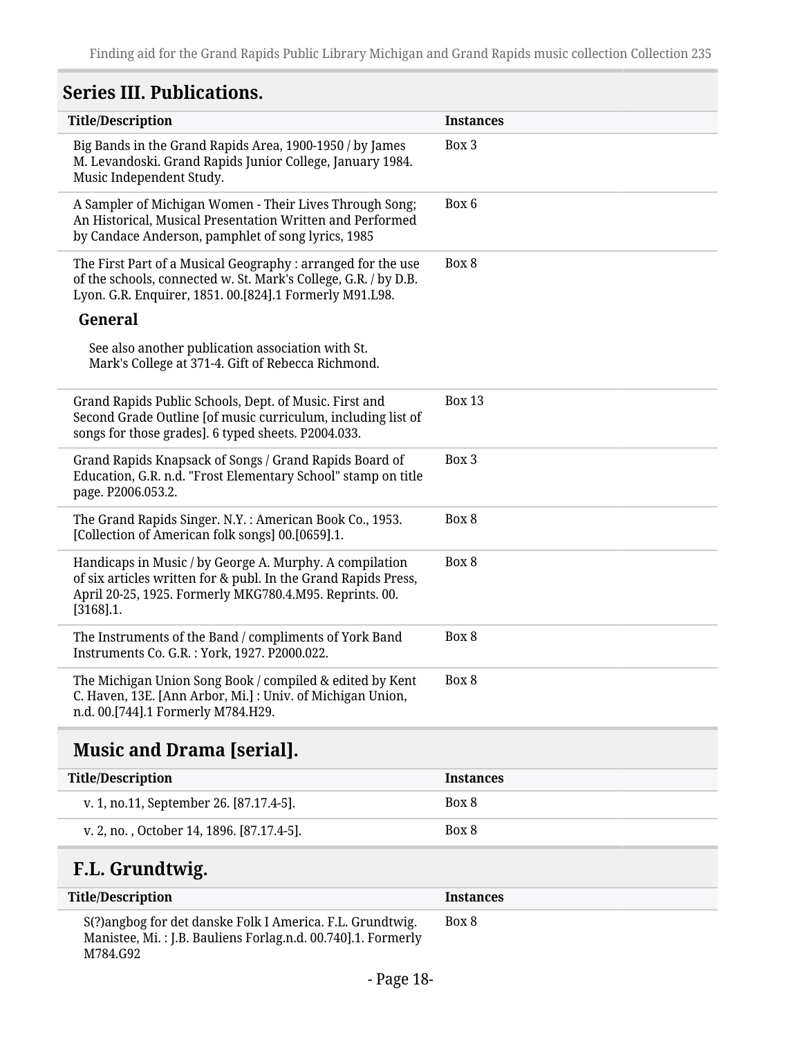## Series III. Publications.

| Title/Description | Instances |
| --- | --- |
| Big Bands in the Grand Rapids Area, 1900-1950 / by James M. Levandoski. Grand Rapids Junior College, January 1984. Music Independent Study. | Box 3 |
| A Sampler of Michigan Women - Their Lives Through Song; An Historical, Musical Presentation Written and Performed by Candace Anderson, pamphlet of song lyrics, 1985 | Box 6 |
| The First Part of a Musical Geography : arranged for the use of the schools, connected w. St. Mark's College, G.R. / by D.B. Lyon. G.R. Enquirer, 1851. 00.[824].1 Formerly M91.L98. **General** See also another publication association with St. Mark's College at 371-4. Gift of Rebecca Richmond. | Box 8 |
| Grand Rapids Public Schools, Dept. of Music. First and Second Grade Outline [of music curriculum, including list of songs for those grades]. 6 typed sheets. P2004.033. | Box 13 |
| Grand Rapids Knapsack of Songs / Grand Rapids Board of Education, G.R. n.d. "Frost Elementary School" stamp on title page. P2006.053.2. | Box 3 |
| The Grand Rapids Singer. N.Y. : American Book Co., 1953. [Collection of American folk songs] 00.[0659].1. | Box 8 |
| Handicaps in Music / by George A. Murphy. A compilation of six articles written for & publ. In the Grand Rapids Press, April 20-25, 1925. Formerly MKG780.4.M95. Reprints. 00.[3168].1. | Box 8 |
| The Instruments of the Band / compliments of York Band Instruments Co. G.R. : York, 1927. P2000.022. | Box 8 |
| The Michigan Union Song Book / compiled & edited by Kent C. Haven, 13E. [Ann Arbor, Mi.] : Univ. of Michigan Union, n.d. 00.[744].1 Formerly M784.H29. | Box 8 |

### Music and Drama [serial].

| Title/Description | Instances |
| --- | --- |
| v. 1, no.11, September 26. [87.17.4-5]. | Box 8 |
| v. 2, no. , October 14, 1896. [87.17.4-5]. | Box 8 |

### F.L. Grundtwig.

| Title/Description | Instances |
| --- | --- |
| S(?)angbog for det danske Folk I America. F.L. Grundtwig. Manistee, Mi. : J.B. Bauliens Forlag.n.d. 00.740].1. Formerly M784.G92 | Box 8 |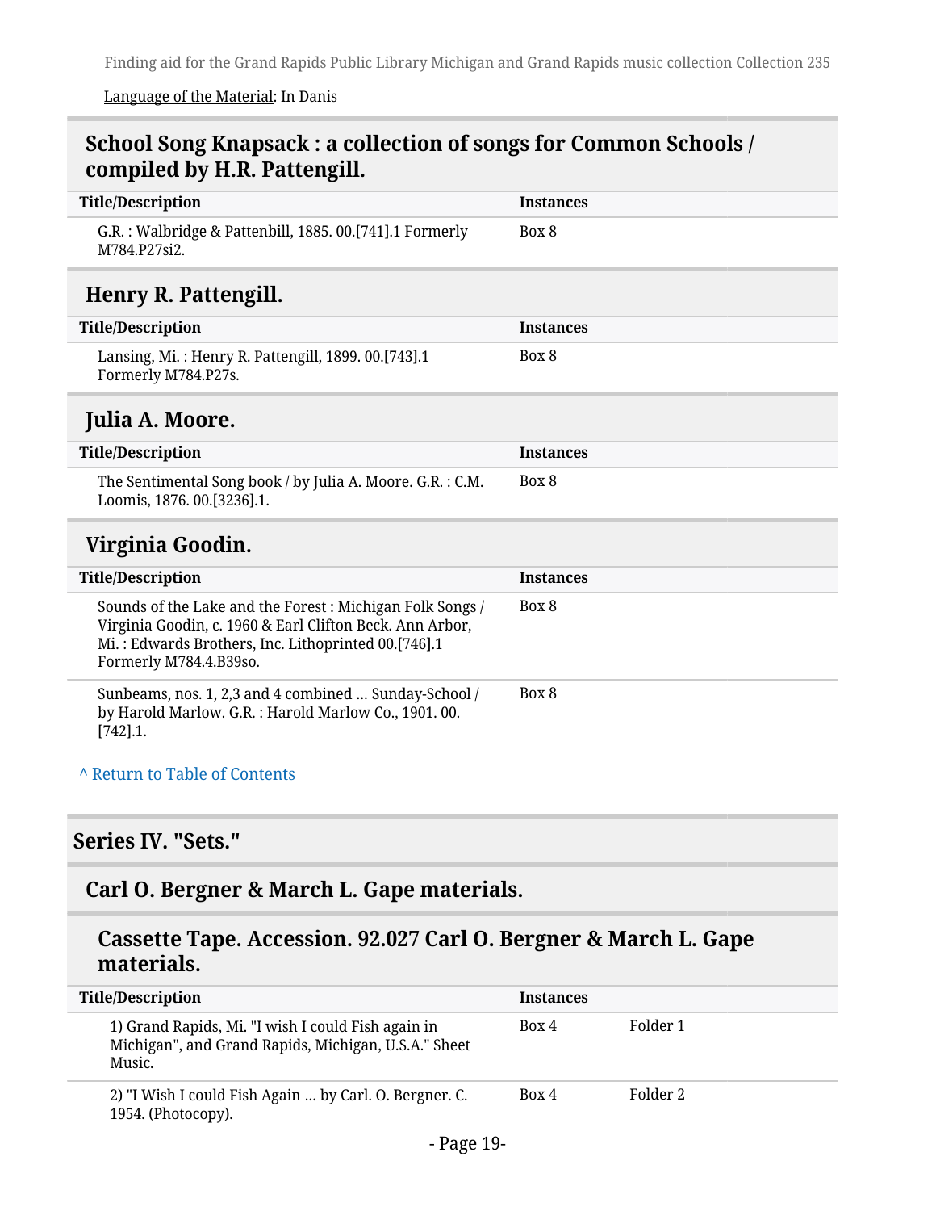Language of the Material: In Danis

### School Song Knapsack : a collection of songs for Common Schools / compiled by H.R. Pattengill.

| Title/Description | Instances |
|---|---|
| G.R. : Walbridge & Pattenbill, 1885. 00.[741].1 Formerly M784.P27si2. | Box 8 |

### Henry R. Pattengill.

| Title/Description | Instances |
|---|---|
| Lansing, Mi. : Henry R. Pattengill, 1899. 00.[743].1 Formerly M784.P27s. | Box 8 |

### Julia A. Moore.

| Title/Description | Instances |
|---|---|
| The Sentimental Song book / by Julia A. Moore. G.R. : C.M. Loomis, 1876. 00.[3236].1. | Box 8 |

### Virginia Goodin.

| Title/Description | Instances |
|---|---|
| Sounds of the Lake and the Forest : Michigan Folk Songs / Virginia Goodin, c. 1960 & Earl Clifton Beck. Ann Arbor, Mi. : Edwards Brothers, Inc. Lithoprinted 00.[746].1 Formerly M784.4.B39so. | Box 8 |
| Sunbeams, nos. 1, 2,3 and 4 combined ... Sunday-School / by Harold Marlow. G.R. : Harold Marlow Co., 1901. 00.[742].1. | Box 8 |

^ Return to Table of Contents

## Series IV. "Sets."

### Carl O. Bergner & March L. Gape materials.

#### Cassette Tape. Accession. 92.027 Carl O. Bergner & March L. Gape materials.

| Title/Description | Instances | |
|---|---|---|
| 1) Grand Rapids, Mi. "I wish I could Fish again in Michigan", and Grand Rapids, Michigan, U.S.A." Sheet Music. | Box 4 | Folder 1 |
| 2) "I Wish I could Fish Again ... by Carl. O. Bergner. C. 1954. (Photocopy). | Box 4 | Folder 2 |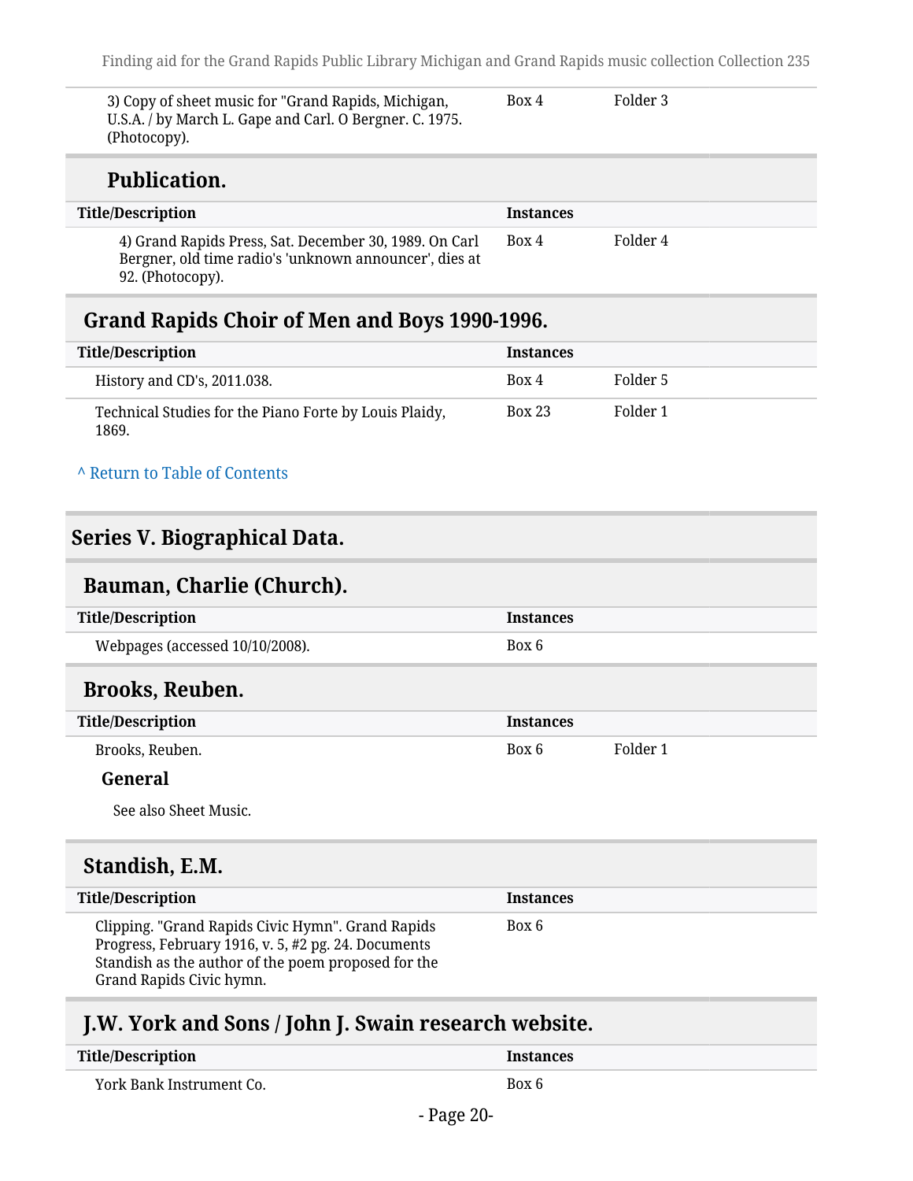| Title/Description | Instances | |
|---|---|---|
| 3) Copy of sheet music for "Grand Rapids, Michigan, U.S.A. / by March L. Gape and Carl. O Bergner. C. 1975. (Photocopy). | Box 4 | Folder 3 |

### Publication.

| Title/Description | Instances | |
|---|---|---|
| 4) Grand Rapids Press, Sat. December 30, 1989. On Carl Bergner, old time radio's 'unknown announcer', dies at 92. (Photocopy). | Box 4 | Folder 4 |

## Grand Rapids Choir of Men and Boys 1990-1996.

| Title/Description | Instances | |
|---|---|---|
| History and CD's, 2011.038. | Box 4 | Folder 5 |
| Technical Studies for the Piano Forte by Louis Plaidy, 1869. | Box 23 | Folder 1 |

^ Return to Table of Contents

# Series V. Biographical Data.

## Bauman, Charlie (Church).

| Title/Description | Instances |
|---|---|
| Webpages (accessed 10/10/2008). | Box 6 |

## Brooks, Reuben.

| Title/Description | Instances | |
|---|---|---|
| Brooks, Reuben. | Box 6 | Folder 1 |

**General**

See also Sheet Music.

## Standish, E.M.

| Title/Description | Instances |
|---|---|
| Clipping. "Grand Rapids Civic Hymn". Grand Rapids Progress, February 1916, v. 5, #2 pg. 24. Documents Standish as the author of the poem proposed for the Grand Rapids Civic hymn. | Box 6 |

## J.W. York and Sons / John J. Swain research website.

| Title/Description | Instances |
|---|---|
| York Bank Instrument Co. | Box 6 |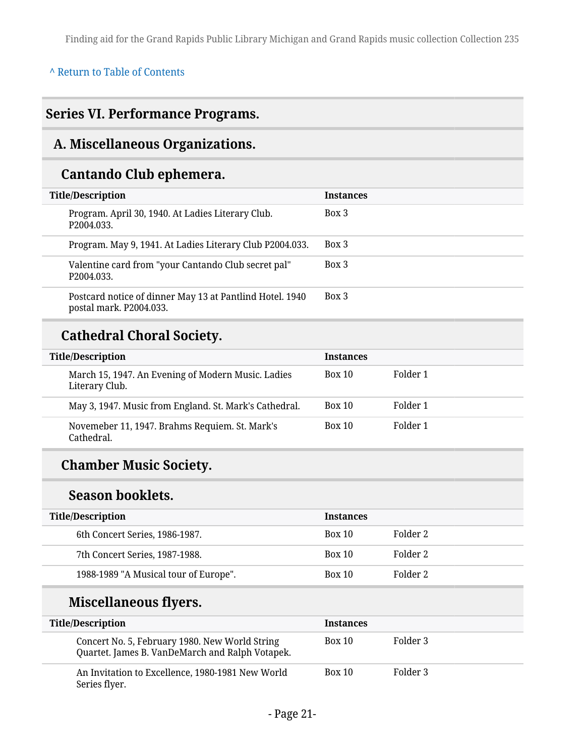[^ Return to Table of Contents]

## Series VI. Performance Programs.

### A. Miscellaneous Organizations.

#### Cantando Club ephemera.

| Title/Description | Instances | |
|---|---|---|
| Program. April 30, 1940. At Ladies Literary Club. P2004.033. | Box 3 | |
| Program. May 9, 1941. At Ladies Literary Club P2004.033. | Box 3 | |
| Valentine card from "your Cantando Club secret pal" P2004.033. | Box 3 | |
| Postcard notice of dinner May 13 at Pantlind Hotel. 1940 postal mark. P2004.033. | Box 3 | |

#### Cathedral Choral Society.

| Title/Description | Instances | |
|---|---|---|
| March 15, 1947. An Evening of Modern Music. Ladies Literary Club. | Box 10 | Folder 1 |
| May 3, 1947. Music from England. St. Mark's Cathedral. | Box 10 | Folder 1 |
| Novemeber 11, 1947. Brahms Requiem. St. Mark's Cathedral. | Box 10 | Folder 1 |

#### Chamber Music Society.

##### Season booklets.

| Title/Description | Instances | |
|---|---|---|
| 6th Concert Series, 1986-1987. | Box 10 | Folder 2 |
| 7th Concert Series, 1987-1988. | Box 10 | Folder 2 |
| 1988-1989 "A Musical tour of Europe". | Box 10 | Folder 2 |

##### Miscellaneous flyers.

| Title/Description | Instances | |
|---|---|---|
| Concert No. 5, February 1980. New World String Quartet. James B. VanDeMarch and Ralph Votapek. | Box 10 | Folder 3 |
| An Invitation to Excellence, 1980-1981 New World Series flyer. | Box 10 | Folder 3 |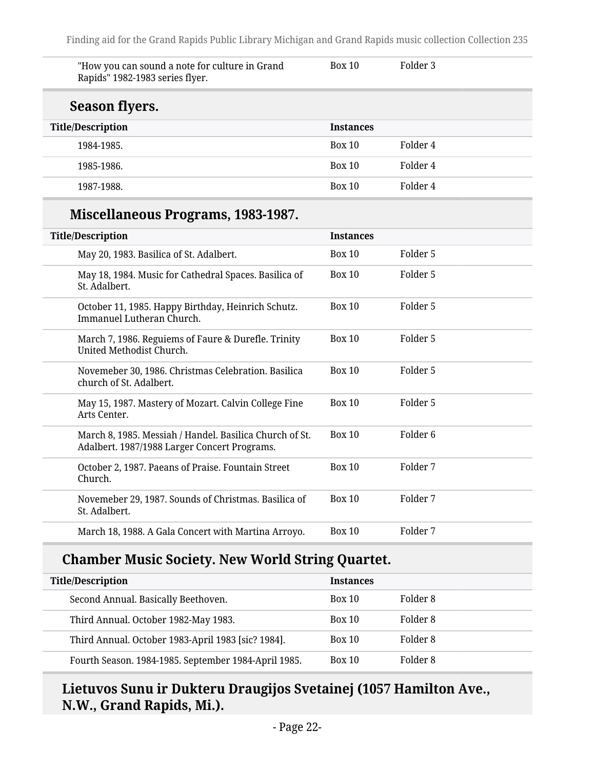| Title/Description | Instances | |
|---|---|---|
| "How you can sound a note for culture in Grand Rapids" 1982-1983 series flyer. | Box 10 | Folder 3 |

### Season flyers.

| Title/Description | Instances | |
|---|---|---|
| 1984-1985. | Box 10 | Folder 4 |
| 1985-1986. | Box 10 | Folder 4 |
| 1987-1988. | Box 10 | Folder 4 |

### Miscellaneous Programs, 1983-1987.

| Title/Description | Instances | |
|---|---|---|
| May 20, 1983. Basilica of St. Adalbert. | Box 10 | Folder 5 |
| May 18, 1984. Music for Cathedral Spaces. Basilica of St. Adalbert. | Box 10 | Folder 5 |
| October 11, 1985. Happy Birthday, Heinrich Schutz. Immanuel Lutheran Church. | Box 10 | Folder 5 |
| March 7, 1986. Reguiems of Faure & Durefle. Trinity United Methodist Church. | Box 10 | Folder 5 |
| Novemeber 30, 1986. Christmas Celebration. Basilica church of St. Adalbert. | Box 10 | Folder 5 |
| May 15, 1987. Mastery of Mozart. Calvin College Fine Arts Center. | Box 10 | Folder 5 |
| March 8, 1985. Messiah / Handel. Basilica Church of St. Adalbert. 1987/1988 Larger Concert Programs. | Box 10 | Folder 6 |
| October 2, 1987. Paeans of Praise. Fountain Street Church. | Box 10 | Folder 7 |
| Novemeber 29, 1987. Sounds of Christmas. Basilica of St. Adalbert. | Box 10 | Folder 7 |
| March 18, 1988. A Gala Concert with Martina Arroyo. | Box 10 | Folder 7 |

## Chamber Music Society. New World String Quartet.

| Title/Description | Instances | |
|---|---|---|
| Second Annual. Basically Beethoven. | Box 10 | Folder 8 |
| Third Annual. October 1982-May 1983. | Box 10 | Folder 8 |
| Third Annual. October 1983-April 1983 [sic? 1984]. | Box 10 | Folder 8 |
| Fourth Season. 1984-1985. September 1984-April 1985. | Box 10 | Folder 8 |

## Lietuvos Sunu ir Dukteru Draugijos Svetainej (1057 Hamilton Ave., N.W., Grand Rapids, Mi.).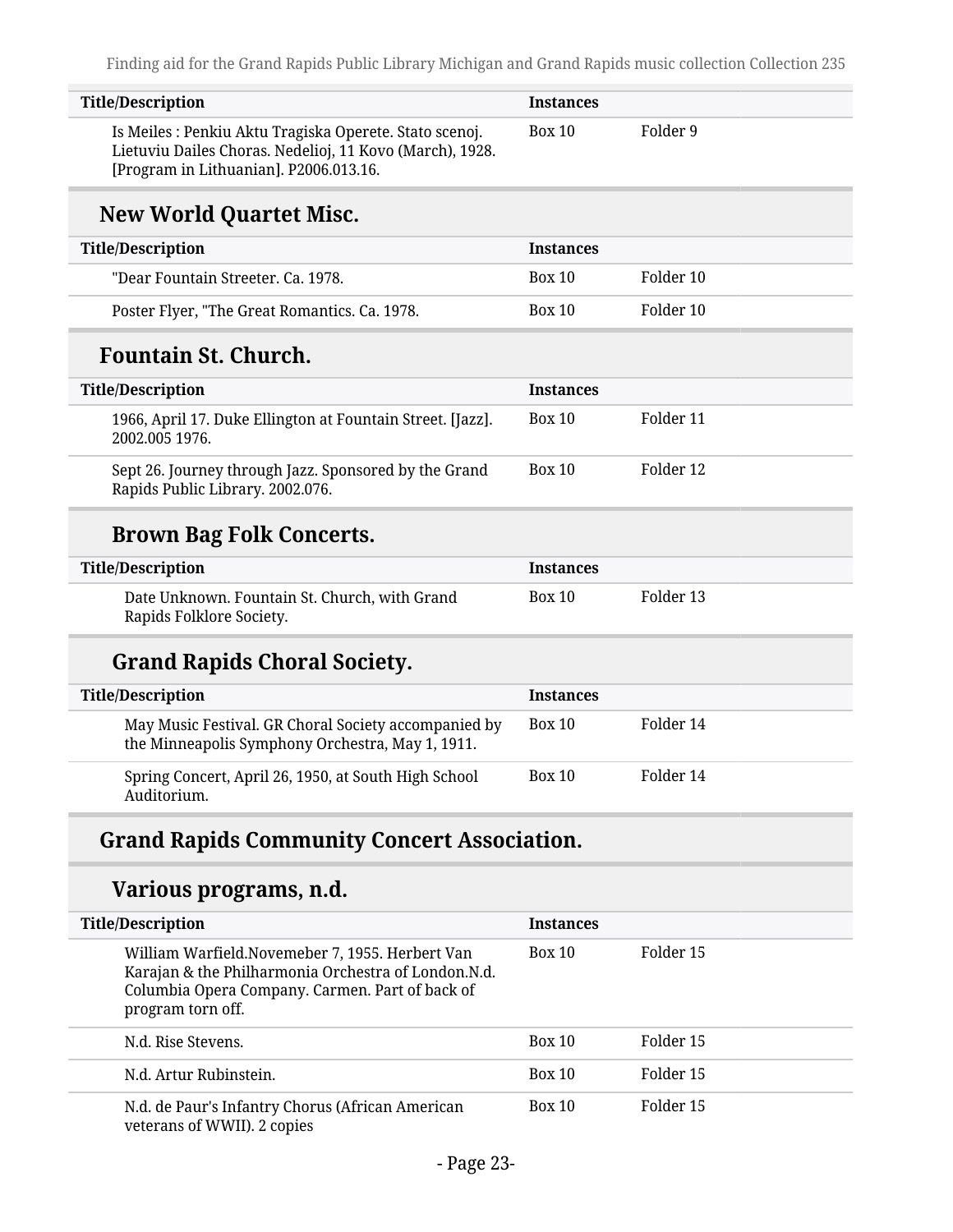| Title/Description | Instances | |
|---|---|---|
| Is Meiles : Penkiu Aktu Tragiska Operete. Stato scenoj. Lietuviu Dailes Choras. Nedelioj, 11 Kovo (March), 1928. [Program in Lithuanian]. P2006.013.16. | Box 10 | Folder 9 |

## New World Quartet Misc.

| Title/Description | Instances | |
|---|---|---|
| "Dear Fountain Streeter. Ca. 1978. | Box 10 | Folder 10 |
| Poster Flyer, "The Great Romantics. Ca. 1978. | Box 10 | Folder 10 |

## Fountain St. Church.

| Title/Description | Instances | |
|---|---|---|
| 1966, April 17. Duke Ellington at Fountain Street. [Jazz]. 2002.005 1976. | Box 10 | Folder 11 |
| Sept 26. Journey through Jazz. Sponsored by the Grand Rapids Public Library. 2002.076. | Box 10 | Folder 12 |

### Brown Bag Folk Concerts.

| Title/Description | Instances | |
|---|---|---|
| Date Unknown. Fountain St. Church, with Grand Rapids Folklore Society. | Box 10 | Folder 13 |

### Grand Rapids Choral Society.

| Title/Description | Instances | |
|---|---|---|
| May Music Festival. GR Choral Society accompanied by the Minneapolis Symphony Orchestra, May 1, 1911. | Box 10 | Folder 14 |
| Spring Concert, April 26, 1950, at South High School Auditorium. | Box 10 | Folder 14 |

## Grand Rapids Community Concert Association.

### Various programs, n.d.

| Title/Description | Instances | |
|---|---|---|
| William Warfield.Novemeber 7, 1955. Herbert Van Karajan & the Philharmonia Orchestra of London.N.d. Columbia Opera Company. Carmen. Part of back of program torn off. | Box 10 | Folder 15 |
| N.d. Rise Stevens. | Box 10 | Folder 15 |
| N.d. Artur Rubinstein. | Box 10 | Folder 15 |
| N.d. de Paur's Infantry Chorus (African American veterans of WWII). 2 copies | Box 10 | Folder 15 |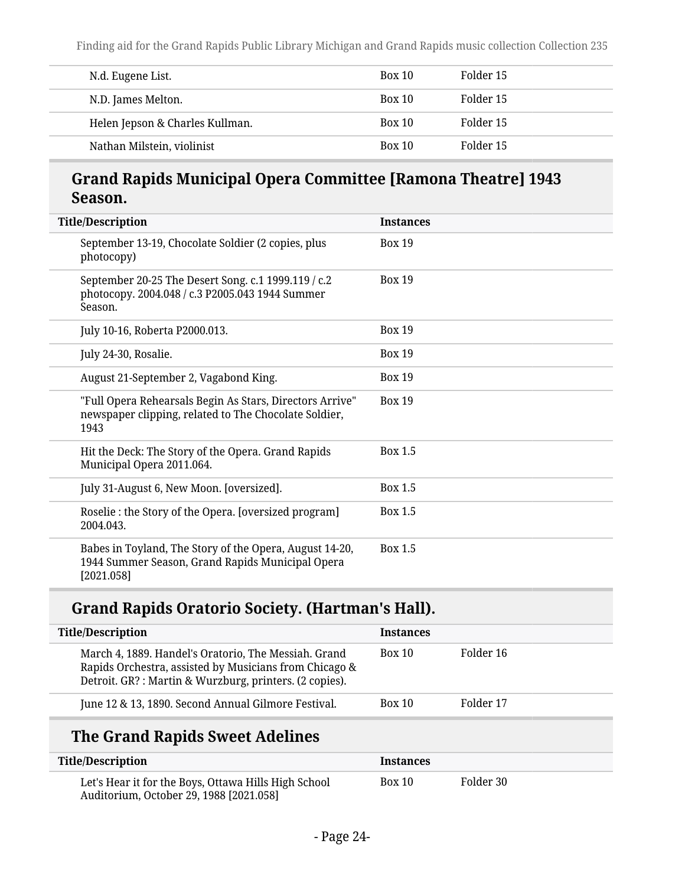| | | |
|---|---|---|
| N.d. Eugene List. | Box 10 | Folder 15 |
| N.D. James Melton. | Box 10 | Folder 15 |
| Helen Jepson & Charles Kullman. | Box 10 | Folder 15 |
| Nathan Milstein, violinist | Box 10 | Folder 15 |

## Grand Rapids Municipal Opera Committee [Ramona Theatre] 1943 Season.

| Title/Description | Instances | |
|---|---|---|
| September 13-19, Chocolate Soldier (2 copies, plus photocopy) | Box 19 | |
| September 20-25 The Desert Song. c.1 1999.119 / c.2 photocopy. 2004.048 / c.3 P2005.043 1944 Summer Season. | Box 19 | |
| July 10-16, Roberta P2000.013. | Box 19 | |
| July 24-30, Rosalie. | Box 19 | |
| August 21-September 2, Vagabond King. | Box 19 | |
| "Full Opera Rehearsals Begin As Stars, Directors Arrive" newspaper clipping, related to The Chocolate Soldier, 1943 | Box 19 | |
| Hit the Deck: The Story of the Opera. Grand Rapids Municipal Opera 2011.064. | Box 1.5 | |
| July 31-August 6, New Moon. [oversized]. | Box 1.5 | |
| Roselie : the Story of the Opera. [oversized program] 2004.043. | Box 1.5 | |
| Babes in Toyland, The Story of the Opera, August 14-20, 1944 Summer Season, Grand Rapids Municipal Opera [2021.058] | Box 1.5 | |

## Grand Rapids Oratorio Society. (Hartman's Hall).

| Title/Description | Instances | |
|---|---|---|
| March 4, 1889. Handel's Oratorio, The Messiah. Grand Rapids Orchestra, assisted by Musicians from Chicago & Detroit. GR? : Martin & Wurzburg, printers. (2 copies). | Box 10 | Folder 16 |
| June 12 & 13, 1890. Second Annual Gilmore Festival. | Box 10 | Folder 17 |

## The Grand Rapids Sweet Adelines

| Title/Description | Instances | |
|---|---|---|
| Let's Hear it for the Boys, Ottawa Hills High School Auditorium, October 29, 1988 [2021.058] | Box 10 | Folder 30 |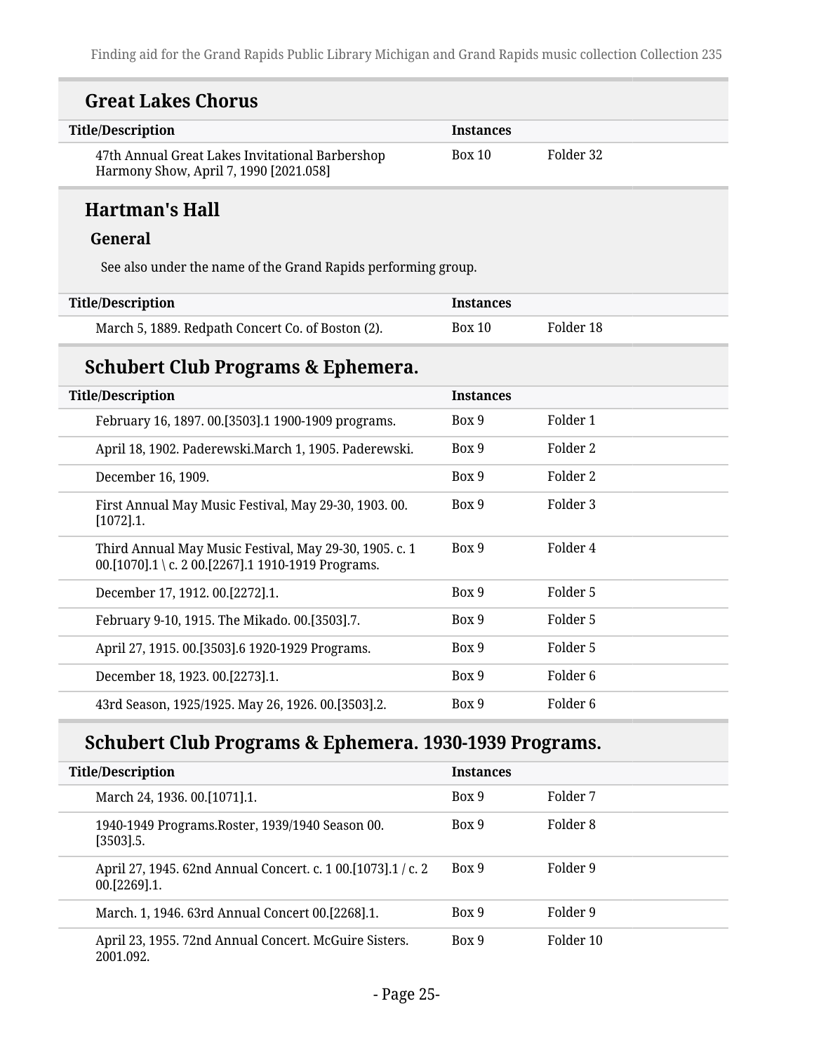## Great Lakes Chorus

| Title/Description | Instances | |
|---|---|---|
| 47th Annual Great Lakes Invitational Barbershop Harmony Show, April 7, 1990 [2021.058] | Box 10 | Folder 32 |

## Hartman's Hall

### General

See also under the name of the Grand Rapids performing group.

| Title/Description | Instances | |
|---|---|---|
| March 5, 1889. Redpath Concert Co. of Boston (2). | Box 10 | Folder 18 |

## Schubert Club Programs & Ephemera.

| Title/Description | Instances | |
|---|---|---|
| February 16, 1897. 00.[3503].1 1900-1909 programs. | Box 9 | Folder 1 |
| April 18, 1902. Paderewski.March 1, 1905. Paderewski. | Box 9 | Folder 2 |
| December 16, 1909. | Box 9 | Folder 2 |
| First Annual May Music Festival, May 29-30, 1903. 00.[1072].1. | Box 9 | Folder 3 |
| Third Annual May Music Festival, May 29-30, 1905. c. 1 00.[1070].1 \ c. 2 00.[2267].1 1910-1919 Programs. | Box 9 | Folder 4 |
| December 17, 1912. 00.[2272].1. | Box 9 | Folder 5 |
| February 9-10, 1915. The Mikado. 00.[3503].7. | Box 9 | Folder 5 |
| April 27, 1915. 00.[3503].6 1920-1929 Programs. | Box 9 | Folder 5 |
| December 18, 1923. 00.[2273].1. | Box 9 | Folder 6 |
| 43rd Season, 1925/1925. May 26, 1926. 00.[3503].2. | Box 9 | Folder 6 |

## Schubert Club Programs & Ephemera. 1930-1939 Programs.

| Title/Description | Instances | |
|---|---|---|
| March 24, 1936. 00.[1071].1. | Box 9 | Folder 7 |
| 1940-1949 Programs.Roster, 1939/1940 Season 00.[3503].5. | Box 9 | Folder 8 |
| April 27, 1945. 62nd Annual Concert. c. 1 00.[1073].1 / c. 2 00.[2269].1. | Box 9 | Folder 9 |
| March. 1, 1946. 63rd Annual Concert 00.[2268].1. | Box 9 | Folder 9 |
| April 23, 1955. 72nd Annual Concert. McGuire Sisters. 2001.092. | Box 9 | Folder 10 |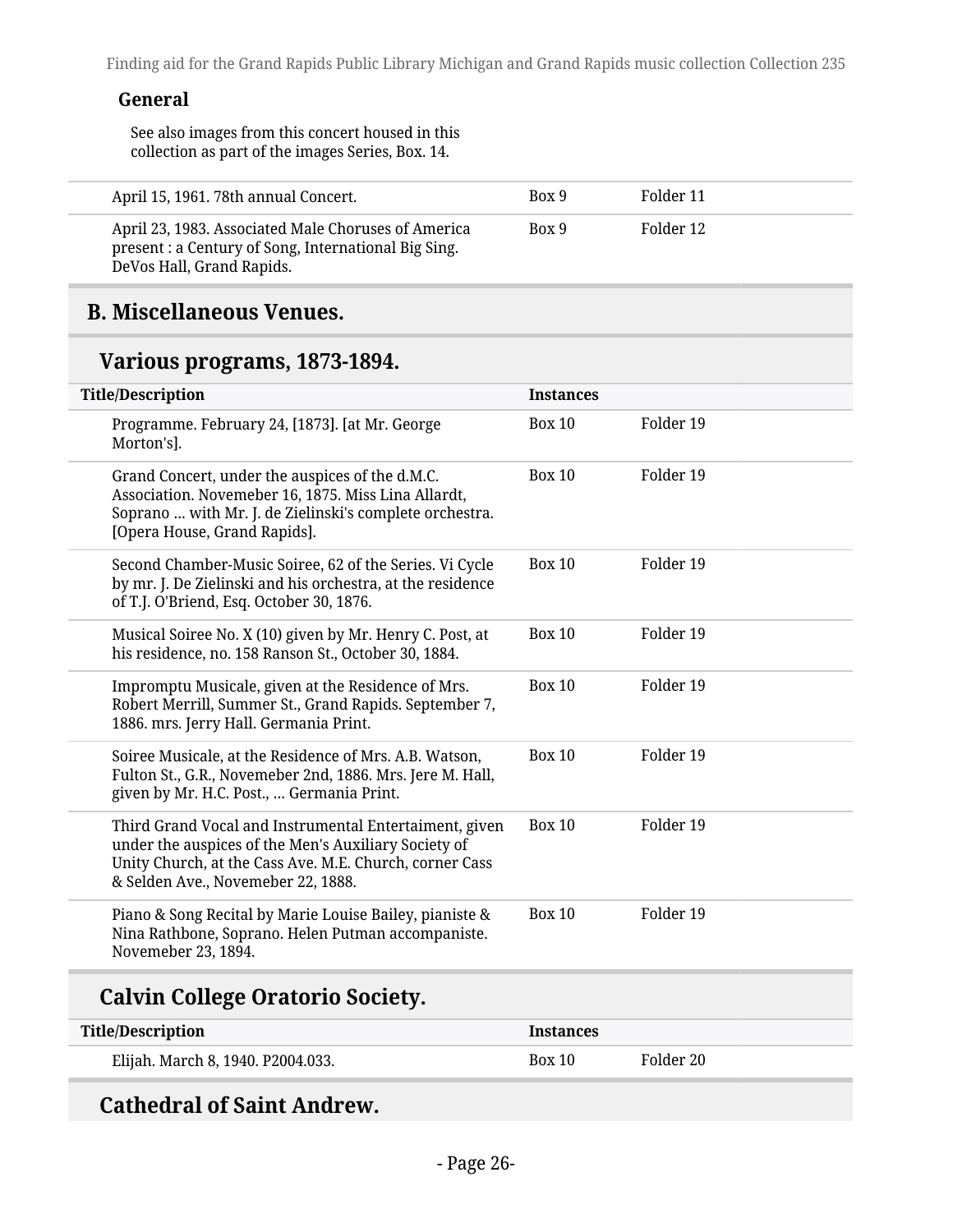**General**

See also images from this concert housed in this collection as part of the images Series, Box. 14.

| | | |
|---|---|---|
| April 15, 1961. 78th annual Concert. | Box 9 | Folder 11 |
| April 23, 1983. Associated Male Choruses of America present : a Century of Song, International Big Sing. DeVos Hall, Grand Rapids. | Box 9 | Folder 12 |

## B. Miscellaneous Venues.

### Various programs, 1873-1894.

| Title/Description | Instances | |
|---|---|---|
| Programme. February 24, [1873]. [at Mr. George Morton's]. | Box 10 | Folder 19 |
| Grand Concert, under the auspices of the d.M.C. Association. Novemeber 16, 1875. Miss Lina Allardt, Soprano ... with Mr. J. de Zielinski's complete orchestra. [Opera House, Grand Rapids]. | Box 10 | Folder 19 |
| Second Chamber-Music Soiree, 62 of the Series. Vi Cycle by mr. J. De Zielinski and his orchestra, at the residence of T.J. O'Briend, Esq. October 30, 1876. | Box 10 | Folder 19 |
| Musical Soiree No. X (10) given by Mr. Henry C. Post, at his residence, no. 158 Ranson St., October 30, 1884. | Box 10 | Folder 19 |
| Impromptu Musicale, given at the Residence of Mrs. Robert Merrill, Summer St., Grand Rapids. September 7, 1886. mrs. Jerry Hall. Germania Print. | Box 10 | Folder 19 |
| Soiree Musicale, at the Residence of Mrs. A.B. Watson, Fulton St., G.R., Novemeber 2nd, 1886. Mrs. Jere M. Hall, given by Mr. H.C. Post., ... Germania Print. | Box 10 | Folder 19 |
| Third Grand Vocal and Instrumental Entertaiment, given under the auspices of the Men's Auxiliary Society of Unity Church, at the Cass Ave. M.E. Church, corner Cass & Selden Ave., Novemeber 22, 1888. | Box 10 | Folder 19 |
| Piano & Song Recital by Marie Louise Bailey, pianiste & Nina Rathbone, Soprano. Helen Putman accompaniste. Novemeber 23, 1894. | Box 10 | Folder 19 |

### Calvin College Oratorio Society.

| Title/Description | Instances | |
|---|---|---|
| Elijah. March 8, 1940. P2004.033. | Box 10 | Folder 20 |

### Cathedral of Saint Andrew.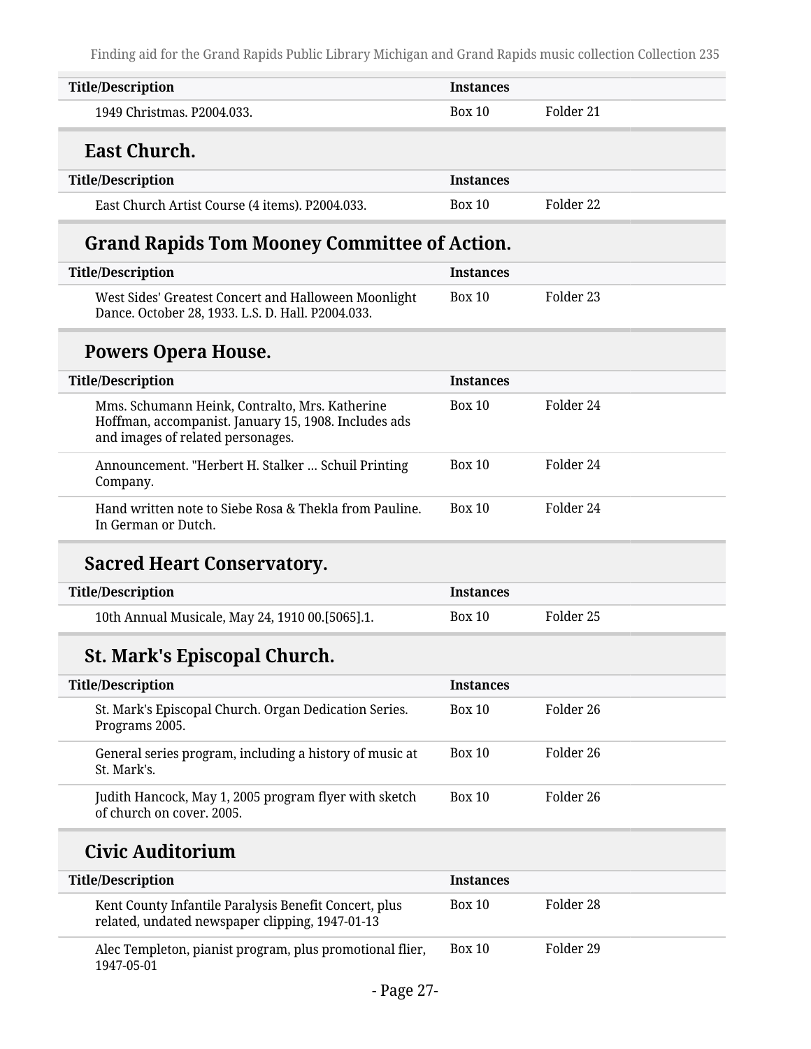| Title/Description | Instances | |
|---|---|---|
| 1949 Christmas. P2004.033. | Box 10 | Folder 21 |

## East Church.

| Title/Description | Instances | |
|---|---|---|
| East Church Artist Course (4 items). P2004.033. | Box 10 | Folder 22 |

## Grand Rapids Tom Mooney Committee of Action.

| Title/Description | Instances | |
|---|---|---|
| West Sides' Greatest Concert and Halloween Moonlight Dance. October 28, 1933. L.S. D. Hall. P2004.033. | Box 10 | Folder 23 |

## Powers Opera House.

| Title/Description | Instances | |
|---|---|---|
| Mms. Schumann Heink, Contralto, Mrs. Katherine Hoffman, accompanist. January 15, 1908. Includes ads and images of related personages. | Box 10 | Folder 24 |
| Announcement. "Herbert H. Stalker ... Schuil Printing Company. | Box 10 | Folder 24 |
| Hand written note to Siebe Rosa & Thekla from Pauline. In German or Dutch. | Box 10 | Folder 24 |

## Sacred Heart Conservatory.

| Title/Description | Instances | |
|---|---|---|
| 10th Annual Musicale, May 24, 1910 00.[5065].1. | Box 10 | Folder 25 |

## St. Mark's Episcopal Church.

| Title/Description | Instances | |
|---|---|---|
| St. Mark's Episcopal Church. Organ Dedication Series. Programs 2005. | Box 10 | Folder 26 |
| General series program, including a history of music at St. Mark's. | Box 10 | Folder 26 |
| Judith Hancock, May 1, 2005 program flyer with sketch of church on cover. 2005. | Box 10 | Folder 26 |

## Civic Auditorium

| Title/Description | Instances | |
|---|---|---|
| Kent County Infantile Paralysis Benefit Concert, plus related, undated newspaper clipping, 1947-01-13 | Box 10 | Folder 28 |
| Alec Templeton, pianist program, plus promotional flier, 1947-05-01 | Box 10 | Folder 29 |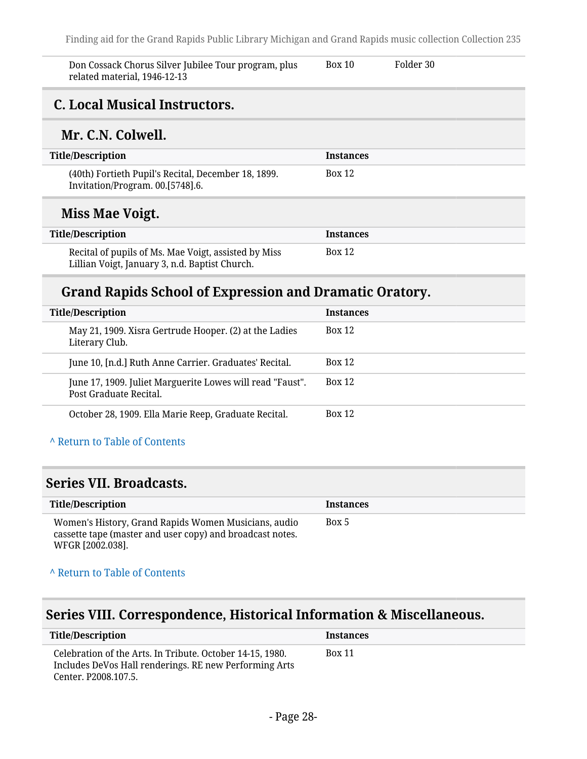| | | |
|---|---|---|
| Don Cossack Chorus Silver Jubilee Tour program, plus related material, 1946-12-13 | Box 10 | Folder 30 |

## C. Local Musical Instructors.

### Mr. C.N. Colwell.

| Title/Description | Instances |
|---|---|
| (40th) Fortieth Pupil's Recital, December 18, 1899. Invitation/Program. 00.[5748].6. | Box 12 |

### Miss Mae Voigt.

| Title/Description | Instances |
|---|---|
| Recital of pupils of Ms. Mae Voigt, assisted by Miss Lillian Voigt, January 3, n.d. Baptist Church. | Box 12 |

### Grand Rapids School of Expression and Dramatic Oratory.

| Title/Description | Instances |
|---|---|
| May 21, 1909. Xisra Gertrude Hooper. (2) at the Ladies Literary Club. | Box 12 |
| June 10, [n.d.] Ruth Anne Carrier. Graduates' Recital. | Box 12 |
| June 17, 1909. Juliet Marguerite Lowes will read "Faust". Post Graduate Recital. | Box 12 |
| October 28, 1909. Ella Marie Reep, Graduate Recital. | Box 12 |

^ Return to Table of Contents

## Series VII. Broadcasts.

| Title/Description | Instances |
|---|---|
| Women's History, Grand Rapids Women Musicians, audio cassette tape (master and user copy) and broadcast notes. WFGR [2002.038]. | Box 5 |

^ Return to Table of Contents

## Series VIII. Correspondence, Historical Information & Miscellaneous.

| Title/Description | Instances |
|---|---|
| Celebration of the Arts. In Tribute. October 14-15, 1980. Includes DeVos Hall renderings. RE new Performing Arts Center. P2008.107.5. | Box 11 |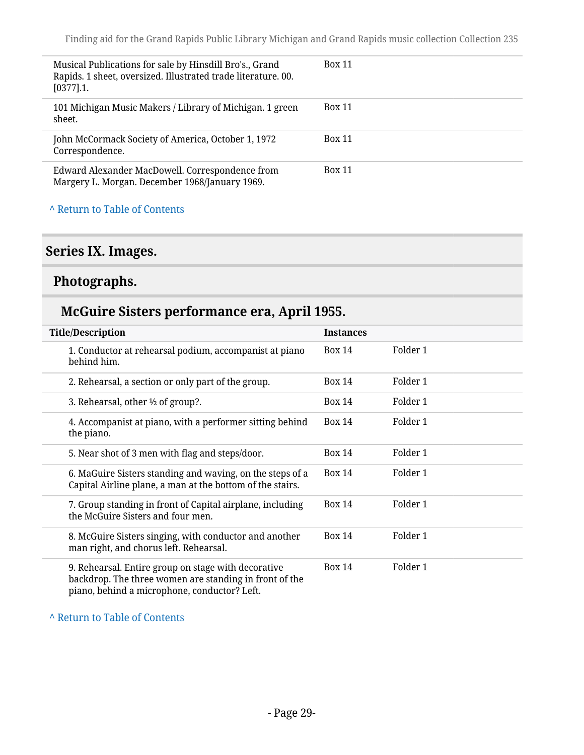| | |
|---|---|
| Musical Publications for sale by Hinsdill Bro's., Grand Rapids. 1 sheet, oversized. Illustrated trade literature. 00. [0377].1. | Box 11 |
| 101 Michigan Music Makers / Library of Michigan. 1 green sheet. | Box 11 |
| John McCormack Society of America, October 1, 1972 Correspondence. | Box 11 |
| Edward Alexander MacDowell. Correspondence from Margery L. Morgan. December 1968/January 1969. | Box 11 |

^ Return to Table of Contents

## Series IX. Images.

### Photographs.

#### McGuire Sisters performance era, April 1955.

| Title/Description | Instances | |
|---|---|---|
| 1. Conductor at rehearsal podium, accompanist at piano behind him. | Box 14 | Folder 1 |
| 2. Rehearsal, a section or only part of the group. | Box 14 | Folder 1 |
| 3. Rehearsal, other ½ of group?. | Box 14 | Folder 1 |
| 4. Accompanist at piano, with a performer sitting behind the piano. | Box 14 | Folder 1 |
| 5. Near shot of 3 men with flag and steps/door. | Box 14 | Folder 1 |
| 6. MaGuire Sisters standing and waving, on the steps of a Capital Airline plane, a man at the bottom of the stairs. | Box 14 | Folder 1 |
| 7. Group standing in front of Capital airplane, including the McGuire Sisters and four men. | Box 14 | Folder 1 |
| 8. McGuire Sisters singing, with conductor and another man right, and chorus left. Rehearsal. | Box 14 | Folder 1 |
| 9. Rehearsal. Entire group on stage with decorative backdrop. The three women are standing in front of the piano, behind a microphone, conductor? Left. | Box 14 | Folder 1 |

^ Return to Table of Contents